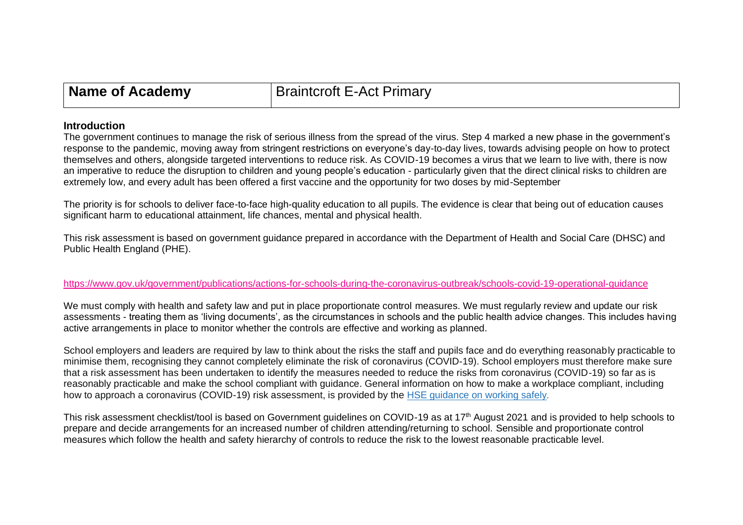| Name of Academy | Braintcroft E-Act Primary |
|---|---|

**Introduction**

The government continues to manage the risk of serious illness from the spread of the virus. Step 4 marked a new phase in the government's response to the pandemic, moving away from stringent restrictions on everyone's day-to-day lives, towards advising people on how to protect themselves and others, alongside targeted interventions to reduce risk. As COVID-19 becomes a virus that we learn to live with, there is now an imperative to reduce the disruption to children and young people's education - particularly given that the direct clinical risks to children are extremely low, and every adult has been offered a first vaccine and the opportunity for two doses by mid-September

The priority is for schools to deliver face-to-face high-quality education to all pupils. The evidence is clear that being out of education causes significant harm to educational attainment, life chances, mental and physical health.

This risk assessment is based on government guidance prepared in accordance with the Department of Health and Social Care (DHSC) and Public Health England (PHE).

https://www.gov.uk/government/publications/actions-for-schools-during-the-coronavirus-outbreak/schools-covid-19-operational-guidance

We must comply with health and safety law and put in place proportionate control measures. We must regularly review and update our risk assessments - treating them as 'living documents', as the circumstances in schools and the public health advice changes. This includes having active arrangements in place to monitor whether the controls are effective and working as planned.

School employers and leaders are required by law to think about the risks the staff and pupils face and do everything reasonably practicable to minimise them, recognising they cannot completely eliminate the risk of coronavirus (COVID-19). School employers must therefore make sure that a risk assessment has been undertaken to identify the measures needed to reduce the risks from coronavirus (COVID-19) so far as is reasonably practicable and make the school compliant with guidance. General information on how to make a workplace compliant, including how to approach a coronavirus (COVID-19) risk assessment, is provided by the HSE guidance on working safely.

This risk assessment checklist/tool is based on Government guidelines on COVID-19 as at 17th August 2021 and is provided to help schools to prepare and decide arrangements for an increased number of children attending/returning to school. Sensible and proportionate control measures which follow the health and safety hierarchy of controls to reduce the risk to the lowest reasonable practicable level.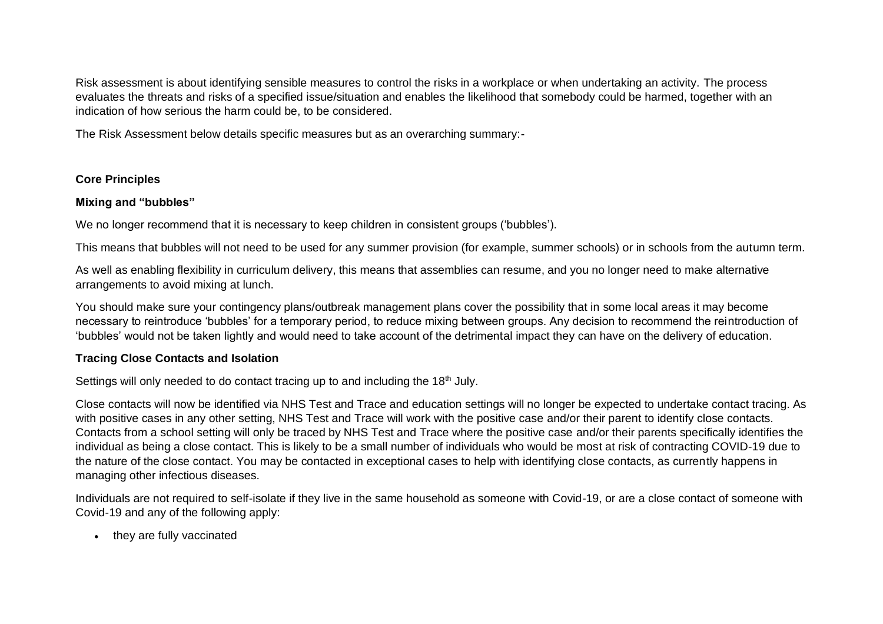Risk assessment is about identifying sensible measures to control the risks in a workplace or when undertaking an activity. The process evaluates the threats and risks of a specified issue/situation and enables the likelihood that somebody could be harmed, together with an indication of how serious the harm could be, to be considered.

The Risk Assessment below details specific measures but as an overarching summary:-

**Core Principles**

**Mixing and "bubbles"**

We no longer recommend that it is necessary to keep children in consistent groups ('bubbles').

This means that bubbles will not need to be used for any summer provision (for example, summer schools) or in schools from the autumn term.

As well as enabling flexibility in curriculum delivery, this means that assemblies can resume, and you no longer need to make alternative arrangements to avoid mixing at lunch.

You should make sure your contingency plans/outbreak management plans cover the possibility that in some local areas it may become necessary to reintroduce 'bubbles' for a temporary period, to reduce mixing between groups. Any decision to recommend the reintroduction of 'bubbles' would not be taken lightly and would need to take account of the detrimental impact they can have on the delivery of education.

**Tracing Close Contacts and Isolation**

Settings will only needed to do contact tracing up to and including the 18th July.

Close contacts will now be identified via NHS Test and Trace and education settings will no longer be expected to undertake contact tracing. As with positive cases in any other setting, NHS Test and Trace will work with the positive case and/or their parent to identify close contacts. Contacts from a school setting will only be traced by NHS Test and Trace where the positive case and/or their parents specifically identifies the individual as being a close contact. This is likely to be a small number of individuals who would be most at risk of contracting COVID-19 due to the nature of the close contact. You may be contacted in exceptional cases to help with identifying close contacts, as currently happens in managing other infectious diseases.

Individuals are not required to self-isolate if they live in the same household as someone with Covid-19, or are a close contact of someone with Covid-19 and any of the following apply:

- they are fully vaccinated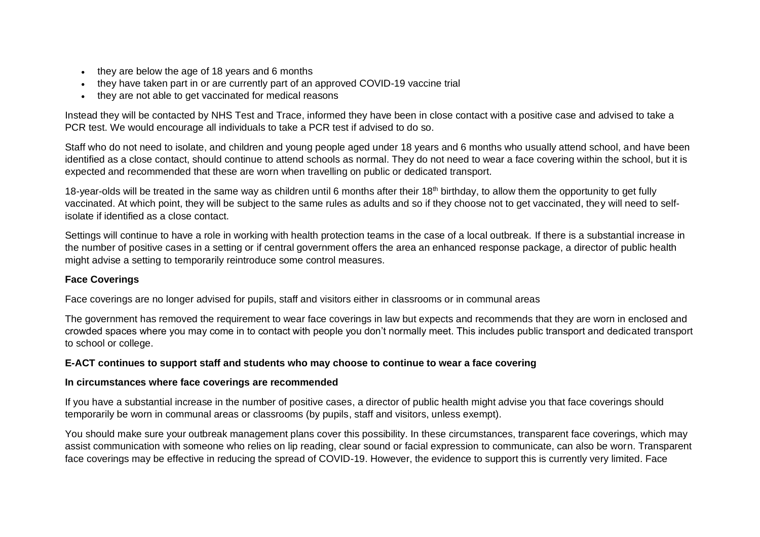- they are below the age of 18 years and 6 months
- they have taken part in or are currently part of an approved COVID-19 vaccine trial
- they are not able to get vaccinated for medical reasons

Instead they will be contacted by NHS Test and Trace, informed they have been in close contact with a positive case and advised to take a PCR test. We would encourage all individuals to take a PCR test if advised to do so.

Staff who do not need to isolate, and children and young people aged under 18 years and 6 months who usually attend school, and have been identified as a close contact, should continue to attend schools as normal. They do not need to wear a face covering within the school, but it is expected and recommended that these are worn when travelling on public or dedicated transport.

18-year-olds will be treated in the same way as children until 6 months after their 18th birthday, to allow them the opportunity to get fully vaccinated. At which point, they will be subject to the same rules as adults and so if they choose not to get vaccinated, they will need to self-isolate if identified as a close contact.

Settings will continue to have a role in working with health protection teams in the case of a local outbreak. If there is a substantial increase in the number of positive cases in a setting or if central government offers the area an enhanced response package, a director of public health might advise a setting to temporarily reintroduce some control measures.

**Face Coverings**

Face coverings are no longer advised for pupils, staff and visitors either in classrooms or in communal areas

The government has removed the requirement to wear face coverings in law but expects and recommends that they are worn in enclosed and crowded spaces where you may come in to contact with people you don't normally meet. This includes public transport and dedicated transport to school or college.

**E-ACT continues to support staff and students who may choose to continue to wear a face covering**

**In circumstances where face coverings are recommended**

If you have a substantial increase in the number of positive cases, a director of public health might advise you that face coverings should temporarily be worn in communal areas or classrooms (by pupils, staff and visitors, unless exempt).

You should make sure your outbreak management plans cover this possibility. In these circumstances, transparent face coverings, which may assist communication with someone who relies on lip reading, clear sound or facial expression to communicate, can also be worn. Transparent face coverings may be effective in reducing the spread of COVID-19. However, the evidence to support this is currently very limited. Face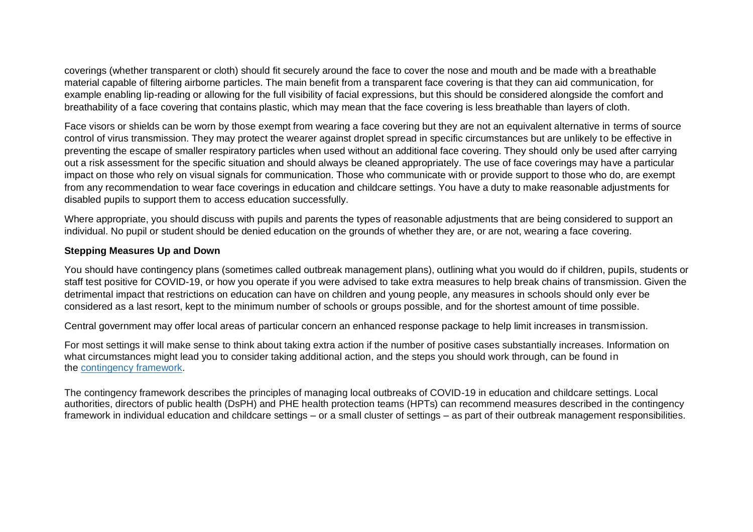coverings (whether transparent or cloth) should fit securely around the face to cover the nose and mouth and be made with a breathable material capable of filtering airborne particles. The main benefit from a transparent face covering is that they can aid communication, for example enabling lip-reading or allowing for the full visibility of facial expressions, but this should be considered alongside the comfort and breathability of a face covering that contains plastic, which may mean that the face covering is less breathable than layers of cloth.

Face visors or shields can be worn by those exempt from wearing a face covering but they are not an equivalent alternative in terms of source control of virus transmission. They may protect the wearer against droplet spread in specific circumstances but are unlikely to be effective in preventing the escape of smaller respiratory particles when used without an additional face covering. They should only be used after carrying out a risk assessment for the specific situation and should always be cleaned appropriately. The use of face coverings may have a particular impact on those who rely on visual signals for communication. Those who communicate with or provide support to those who do, are exempt from any recommendation to wear face coverings in education and childcare settings. You have a duty to make reasonable adjustments for disabled pupils to support them to access education successfully.

Where appropriate, you should discuss with pupils and parents the types of reasonable adjustments that are being considered to support an individual. No pupil or student should be denied education on the grounds of whether they are, or are not, wearing a face covering.

**Stepping Measures Up and Down**

You should have contingency plans (sometimes called outbreak management plans), outlining what you would do if children, pupils, students or staff test positive for COVID-19, or how you operate if you were advised to take extra measures to help break chains of transmission. Given the detrimental impact that restrictions on education can have on children and young people, any measures in schools should only ever be considered as a last resort, kept to the minimum number of schools or groups possible, and for the shortest amount of time possible.

Central government may offer local areas of particular concern an enhanced response package to help limit increases in transmission.

For most settings it will make sense to think about taking extra action if the number of positive cases substantially increases. Information on what circumstances might lead you to consider taking additional action, and the steps you should work through, can be found in the contingency framework.

The contingency framework describes the principles of managing local outbreaks of COVID-19 in education and childcare settings. Local authorities, directors of public health (DsPH) and PHE health protection teams (HPTs) can recommend measures described in the contingency framework in individual education and childcare settings – or a small cluster of settings – as part of their outbreak management responsibilities.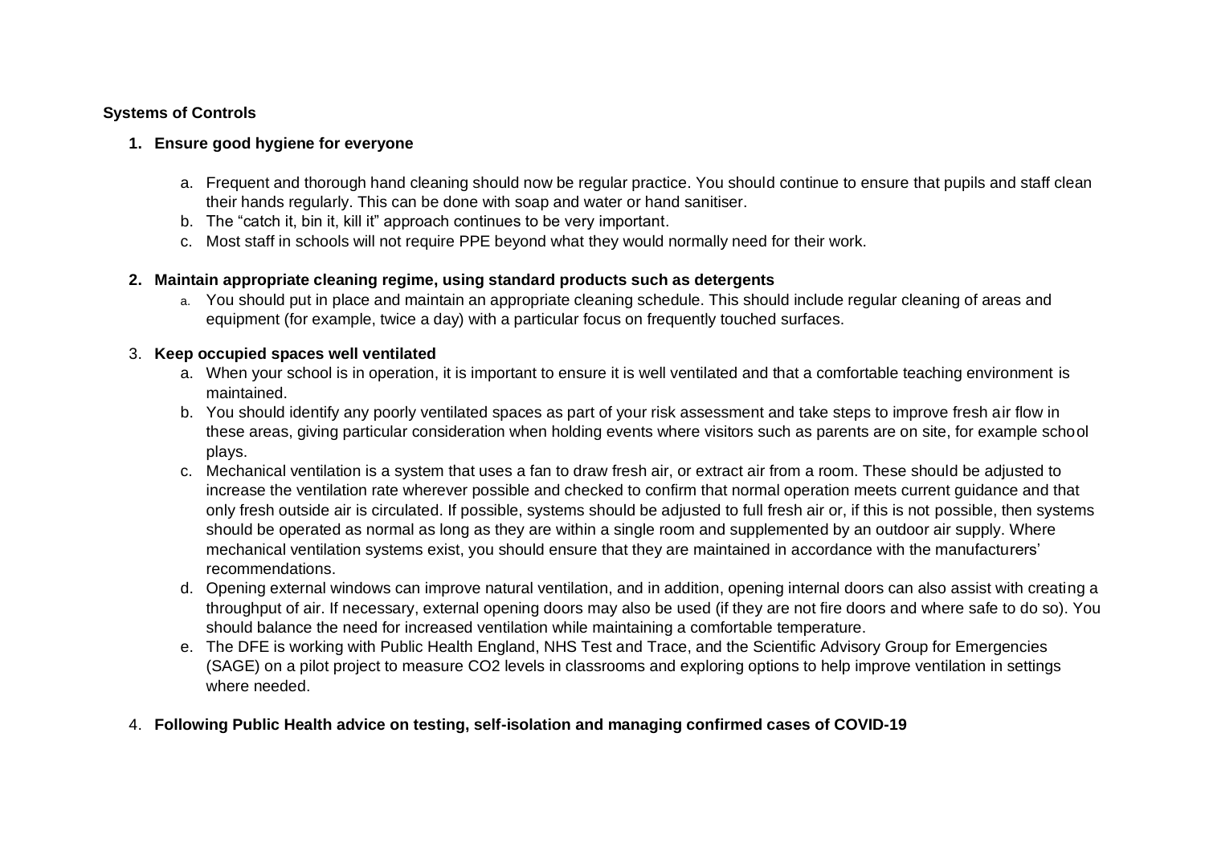**Systems of Controls**

1. **Ensure good hygiene for everyone**

    a. Frequent and thorough hand cleaning should now be regular practice. You should continue to ensure that pupils and staff clean their hands regularly. This can be done with soap and water or hand sanitiser.
    b. The "catch it, bin it, kill it" approach continues to be very important.
    c. Most staff in schools will not require PPE beyond what they would normally need for their work.

2. **Maintain appropriate cleaning regime, using standard products such as detergents**

    a. You should put in place and maintain an appropriate cleaning schedule. This should include regular cleaning of areas and equipment (for example, twice a day) with a particular focus on frequently touched surfaces.

3. **Keep occupied spaces well ventilated**

    a. When your school is in operation, it is important to ensure it is well ventilated and that a comfortable teaching environment is maintained.
    b. You should identify any poorly ventilated spaces as part of your risk assessment and take steps to improve fresh air flow in these areas, giving particular consideration when holding events where visitors such as parents are on site, for example school plays.
    c. Mechanical ventilation is a system that uses a fan to draw fresh air, or extract air from a room. These should be adjusted to increase the ventilation rate wherever possible and checked to confirm that normal operation meets current guidance and that only fresh outside air is circulated. If possible, systems should be adjusted to full fresh air or, if this is not possible, then systems should be operated as normal as long as they are within a single room and supplemented by an outdoor air supply. Where mechanical ventilation systems exist, you should ensure that they are maintained in accordance with the manufacturers' recommendations.
    d. Opening external windows can improve natural ventilation, and in addition, opening internal doors can also assist with creating a throughput of air. If necessary, external opening doors may also be used (if they are not fire doors and where safe to do so). You should balance the need for increased ventilation while maintaining a comfortable temperature.
    e. The DFE is working with Public Health England, NHS Test and Trace, and the Scientific Advisory Group for Emergencies (SAGE) on a pilot project to measure $CO_2$ levels in classrooms and exploring options to help improve ventilation in settings where needed.

4. **Following Public Health advice on testing, self-isolation and managing confirmed cases of COVID-19**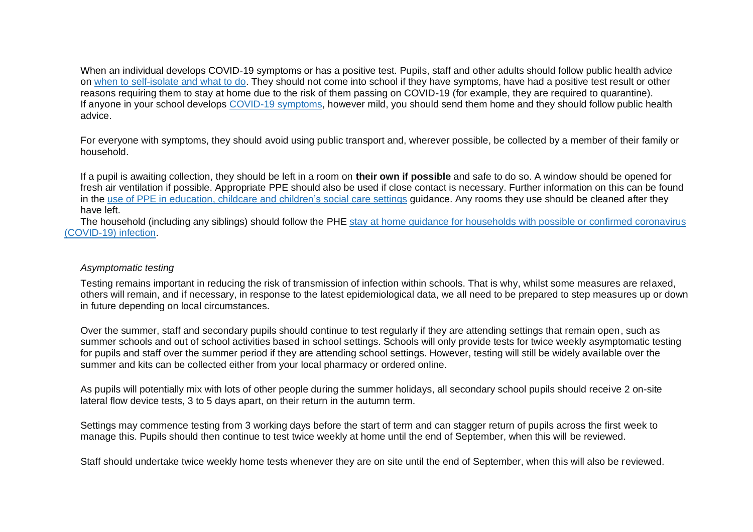When an individual develops COVID-19 symptoms or has a positive test. Pupils, staff and other adults should follow public health advice on [when to self-isolate and what to do](). They should not come into school if they have symptoms, have had a positive test result or other reasons requiring them to stay at home due to the risk of them passing on COVID-19 (for example, they are required to quarantine). If anyone in your school develops [COVID-19 symptoms](), however mild, you should send them home and they should follow public health advice.

For everyone with symptoms, they should avoid using public transport and, wherever possible, be collected by a member of their family or household.

If a pupil is awaiting collection, they should be left in a room on **their own if possible** and safe to do so. A window should be opened for fresh air ventilation if possible. Appropriate PPE should also be used if close contact is necessary. Further information on this can be found in the [use of PPE in education, childcare and children's social care settings]() guidance. Any rooms they use should be cleaned after they have left.

The household (including any siblings) should follow the PHE [stay at home guidance for households with possible or confirmed coronavirus (COVID-19) infection]().

*Asymptomatic testing*

Testing remains important in reducing the risk of transmission of infection within schools. That is why, whilst some measures are relaxed, others will remain, and if necessary, in response to the latest epidemiological data, we all need to be prepared to step measures up or down in future depending on local circumstances.

Over the summer, staff and secondary pupils should continue to test regularly if they are attending settings that remain open, such as summer schools and out of school activities based in school settings. Schools will only provide tests for twice weekly asymptomatic testing for pupils and staff over the summer period if they are attending school settings. However, testing will still be widely available over the summer and kits can be collected either from your local pharmacy or ordered online.

As pupils will potentially mix with lots of other people during the summer holidays, all secondary school pupils should receive 2 on-site lateral flow device tests, 3 to 5 days apart, on their return in the autumn term.

Settings may commence testing from 3 working days before the start of term and can stagger return of pupils across the first week to manage this. Pupils should then continue to test twice weekly at home until the end of September, when this will be reviewed.

Staff should undertake twice weekly home tests whenever they are on site until the end of September, when this will also be reviewed.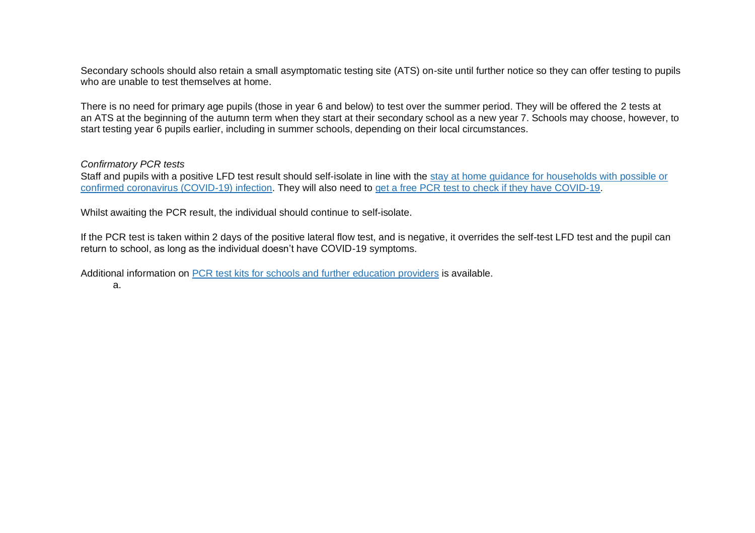Secondary schools should also retain a small asymptomatic testing site (ATS) on-site until further notice so they can offer testing to pupils who are unable to test themselves at home.

There is no need for primary age pupils (those in year 6 and below) to test over the summer period. They will be offered the 2 tests at an ATS at the beginning of the autumn term when they start at their secondary school as a new year 7. Schools may choose, however, to start testing year 6 pupils earlier, including in summer schools, depending on their local circumstances.

*Confirmatory PCR tests*

Staff and pupils with a positive LFD test result should self-isolate in line with the stay at home guidance for households with possible or confirmed coronavirus (COVID-19) infection. They will also need to get a free PCR test to check if they have COVID-19.

Whilst awaiting the PCR result, the individual should continue to self-isolate.

If the PCR test is taken within 2 days of the positive lateral flow test, and is negative, it overrides the self-test LFD test and the pupil can return to school, as long as the individual doesn't have COVID-19 symptoms.

Additional information on PCR test kits for schools and further education providers is available.

a.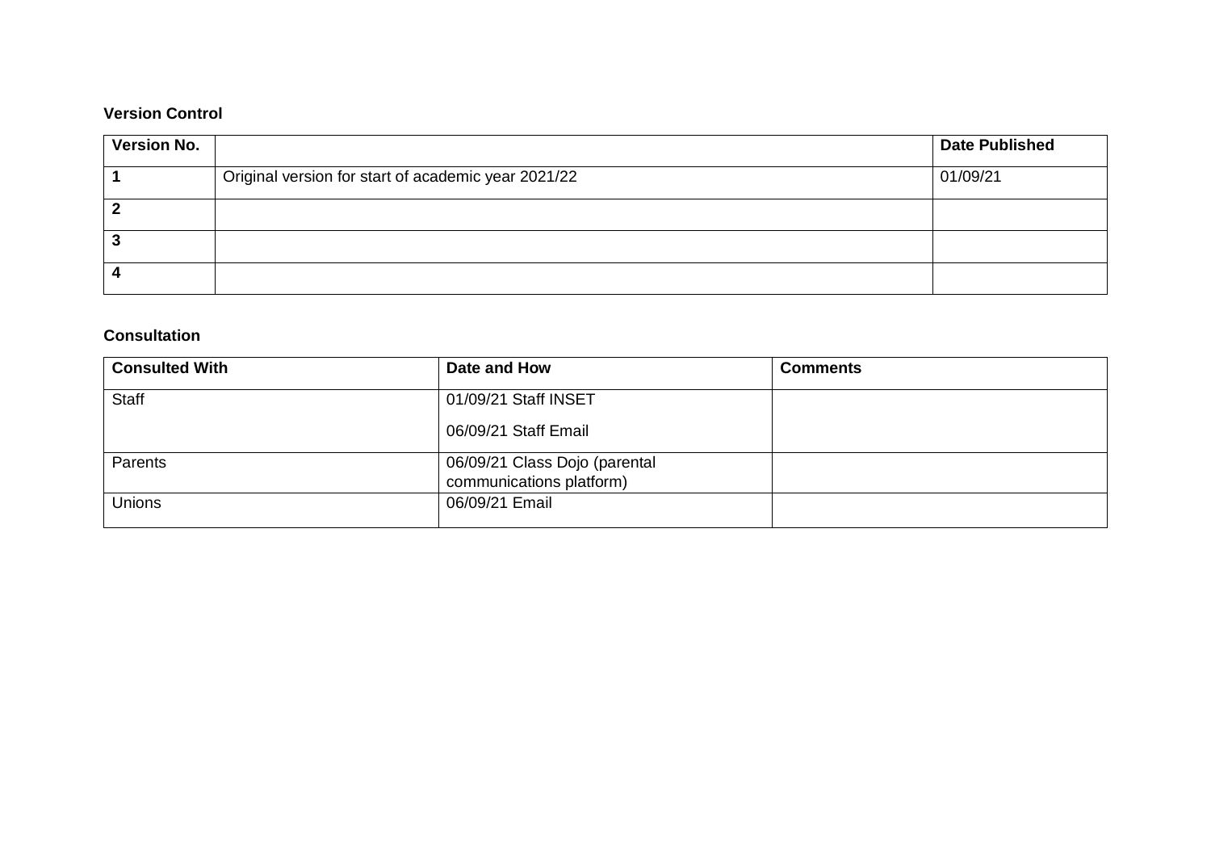**Version Control**

| Version No. | | Date Published |
|---|---|---|
| **1** | Original version for start of academic year 2021/22 | 01/09/21 |
| **2** | | |
| **3** | | |
| **4** | | |

**Consultation**

| Consulted With | Date and How | Comments |
|---|---|---|
| Staff | 01/09/21 Staff INSET<br><br>06/09/21 Staff Email | |
| Parents | 06/09/21 Class Dojo (parental communications platform) | |
| Unions | 06/09/21 Email | |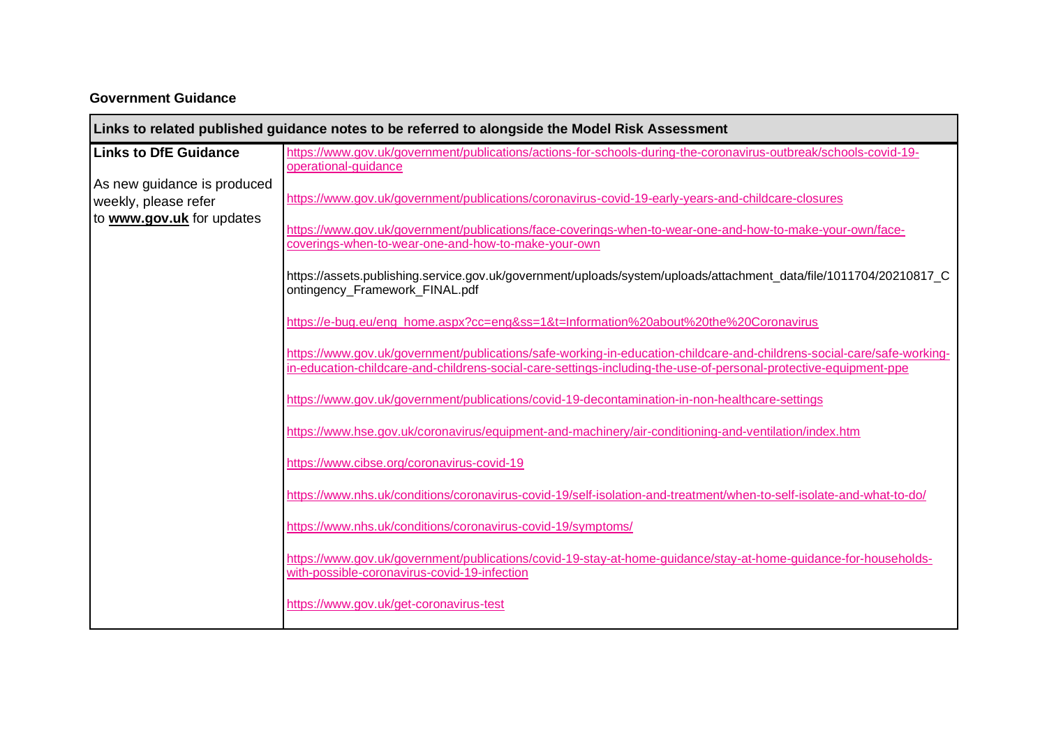**Government Guidance**

| Links to related published guidance notes to be referred to alongside the Model Risk Assessment | |
|---|---|
| **Links to DfE Guidance**<br><br>As new guidance is produced weekly, please refer to **www.gov.uk** for updates | https://www.gov.uk/government/publications/actions-for-schools-during-the-coronavirus-outbreak/schools-covid-19-operational-guidance<br><br>https://www.gov.uk/government/publications/coronavirus-covid-19-early-years-and-childcare-closures<br><br>https://www.gov.uk/government/publications/face-coverings-when-to-wear-one-and-how-to-make-your-own/face-coverings-when-to-wear-one-and-how-to-make-your-own<br><br>https://assets.publishing.service.gov.uk/government/uploads/system/uploads/attachment_data/file/1011704/20210817_Contingency_Framework_FINAL.pdf<br><br>https://e-bug.eu/eng_home.aspx?cc=eng&ss=1&t=Information%20about%20the%20Coronavirus<br><br>https://www.gov.uk/government/publications/safe-working-in-education-childcare-and-childrens-social-care/safe-working-in-education-childcare-and-childrens-social-care-settings-including-the-use-of-personal-protective-equipment-ppe<br><br>https://www.gov.uk/government/publications/covid-19-decontamination-in-non-healthcare-settings<br><br>https://www.hse.gov.uk/coronavirus/equipment-and-machinery/air-conditioning-and-ventilation/index.htm<br><br>https://www.cibse.org/coronavirus-covid-19<br><br>https://www.nhs.uk/conditions/coronavirus-covid-19/self-isolation-and-treatment/when-to-self-isolate-and-what-to-do/<br><br>https://www.nhs.uk/conditions/coronavirus-covid-19/symptoms/<br><br>https://www.gov.uk/government/publications/covid-19-stay-at-home-guidance/stay-at-home-guidance-for-households-with-possible-coronavirus-covid-19-infection<br><br>https://www.gov.uk/get-coronavirus-test |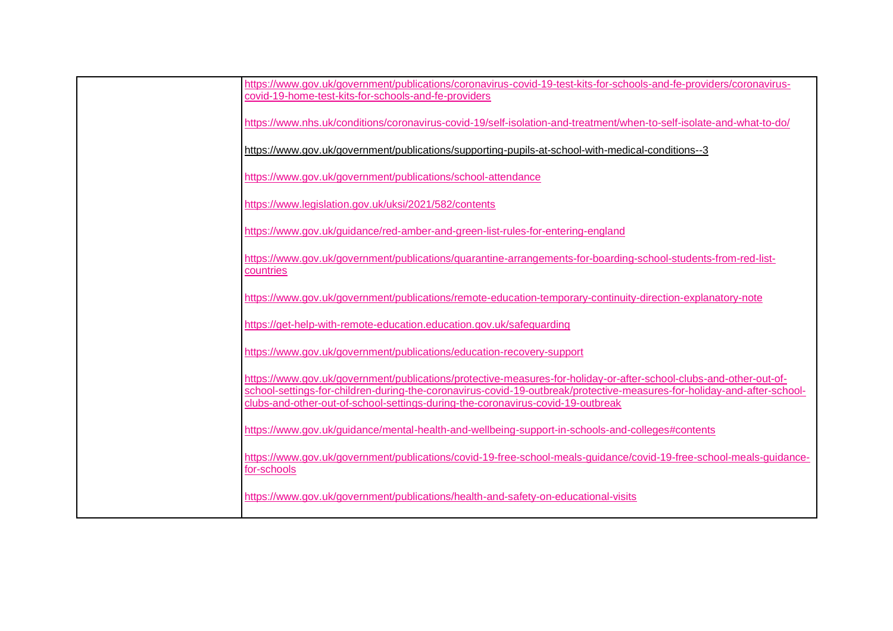| | |
|---|---|
| | https://www.gov.uk/government/publications/coronavirus-covid-19-test-kits-for-schools-and-fe-providers/coronavirus-covid-19-home-test-kits-for-schools-and-fe-providers<br><br>https://www.nhs.uk/conditions/coronavirus-covid-19/self-isolation-and-treatment/when-to-self-isolate-and-what-to-do/<br><br>https://www.gov.uk/government/publications/supporting-pupils-at-school-with-medical-conditions--3<br><br>https://www.gov.uk/government/publications/school-attendance<br><br>https://www.legislation.gov.uk/uksi/2021/582/contents<br><br>https://www.gov.uk/guidance/red-amber-and-green-list-rules-for-entering-england<br><br>https://www.gov.uk/government/publications/quarantine-arrangements-for-boarding-school-students-from-red-list-countries<br><br>https://www.gov.uk/government/publications/remote-education-temporary-continuity-direction-explanatory-note<br><br>https://get-help-with-remote-education.education.gov.uk/safeguarding<br><br>https://www.gov.uk/government/publications/education-recovery-support<br><br>https://www.gov.uk/government/publications/protective-measures-for-holiday-or-after-school-clubs-and-other-out-of-school-settings-for-children-during-the-coronavirus-covid-19-outbreak/protective-measures-for-holiday-and-after-school-clubs-and-other-out-of-school-settings-during-the-coronavirus-covid-19-outbreak<br><br>https://www.gov.uk/guidance/mental-health-and-wellbeing-support-in-schools-and-colleges#contents<br><br>https://www.gov.uk/government/publications/covid-19-free-school-meals-guidance/covid-19-free-school-meals-guidance-for-schools<br><br>https://www.gov.uk/government/publications/health-and-safety-on-educational-visits |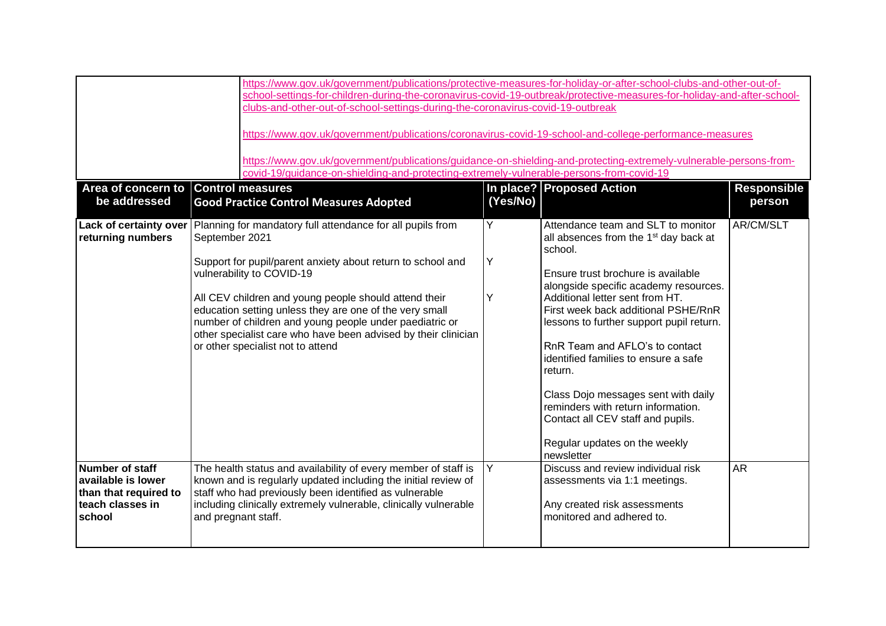| | https://www.gov.uk/government/publications/protective-measures-for-holiday-or-after-school-clubs-and-other-out-of-school-settings-for-children-during-the-coronavirus-covid-19-outbreak/protective-measures-for-holiday-and-after-school-clubs-and-other-out-of-school-settings-during-the-coronavirus-covid-19-outbreak<br><br>https://www.gov.uk/government/publications/coronavirus-covid-19-school-and-college-performance-measures<br><br>https://www.gov.uk/government/publications/guidance-on-shielding-and-protecting-extremely-vulnerable-persons-from-covid-19/guidance-on-shielding-and-protecting-extremely-vulnerable-persons-from-covid-19 | | | |
|---|---|---|---|---|
| **Area of concern to be addressed** | **Control measures**<br>**Good Practice Control Measures Adopted** | **In place? (Yes/No)** | **Proposed Action** | **Responsible person** |
| **Lack of certainty over returning numbers** | Planning for mandatory full attendance for all pupils from September 2021<br><br>Support for pupil/parent anxiety about return to school and vulnerability to COVID-19<br><br>All CEV children and young people should attend their education setting unless they are one of the very small number of children and young people under paediatric or other specialist care who have been advised by their clinician or other specialist not to attend | Y<br><br>Y<br><br>Y | Attendance team and SLT to monitor all absences from the 1st day back at school.<br><br>Ensure trust brochure is available alongside specific academy resources. Additional letter sent from HT. First week back additional PSHE/RnR lessons to further support pupil return.<br><br>RnR Team and AFLO's to contact identified families to ensure a safe return.<br><br>Class Dojo messages sent with daily reminders with return information. Contact all CEV staff and pupils.<br><br>Regular updates on the weekly newsletter | AR/CM/SLT |
| **Number of staff available is lower than that required to teach classes in school** | The health status and availability of every member of staff is known and is regularly updated including the initial review of staff who had previously been identified as vulnerable including clinically extremely vulnerable, clinically vulnerable and pregnant staff. | Y | Discuss and review individual risk assessments via 1:1 meetings.<br><br>Any created risk assessments monitored and adhered to. | AR |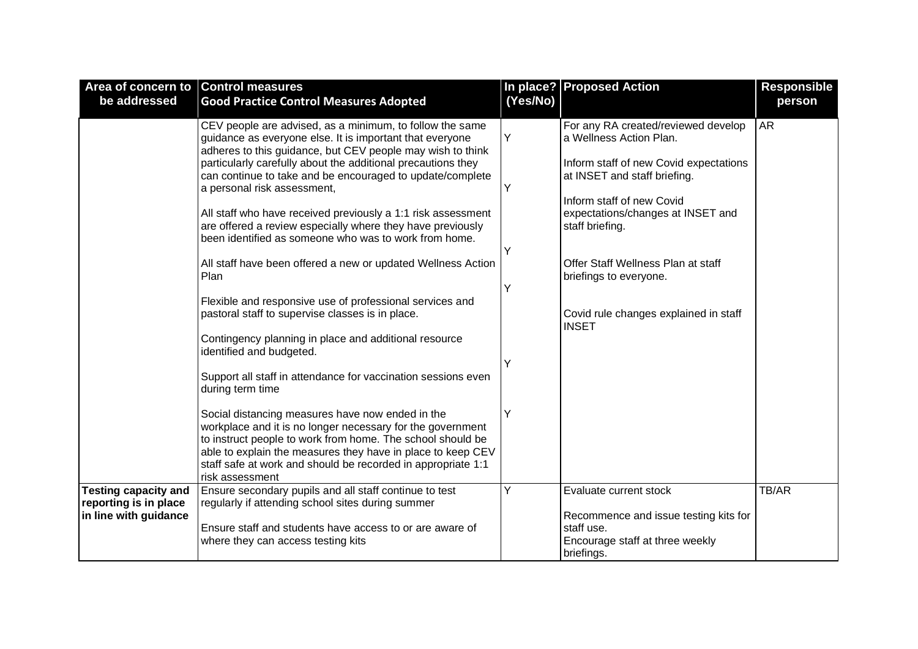| Area of concern to be addressed | Control measures<br>Good Practice Control Measures Adopted | In place? (Yes/No) | Proposed Action | Responsible person |
|---|---|---|---|---|
| | CEV people are advised, as a minimum, to follow the same guidance as everyone else. It is important that everyone adheres to this guidance, but CEV people may wish to think particularly carefully about the additional precautions they can continue to take and be encouraged to update/complete a personal risk assessment,<br><br>All staff who have received previously a 1:1 risk assessment are offered a review especially where they have previously been identified as someone who was to work from home.<br><br>All staff have been offered a new or updated Wellness Action Plan<br><br>Flexible and responsive use of professional services and pastoral staff to supervise classes is in place.<br><br>Contingency planning in place and additional resource identified and budgeted.<br><br>Support all staff in attendance for vaccination sessions even during term time<br><br>Social distancing measures have now ended in the workplace and it is no longer necessary for the government to instruct people to work from home. The school should be able to explain the measures they have in place to keep CEV staff safe at work and should be recorded in appropriate 1:1 risk assessment | Y<br><br>Y<br><br>Y<br><br>Y<br><br>Y<br><br>Y | For any RA created/reviewed develop a Wellness Action Plan.<br><br>Inform staff of new Covid expectations at INSET and staff briefing.<br><br>Inform staff of new Covid expectations/changes at INSET and staff briefing.<br><br>Offer Staff Wellness Plan at staff briefings to everyone.<br><br>Covid rule changes explained in staff INSET | AR |
| **Testing capacity and reporting is in place in line with guidance** | Ensure secondary pupils and all staff continue to test regularly if attending school sites during summer<br><br>Ensure staff and students have access to or are aware of where they can access testing kits | Y | Evaluate current stock<br><br>Recommence and issue testing kits for staff use.<br>Encourage staff at three weekly briefings. | TB/AR |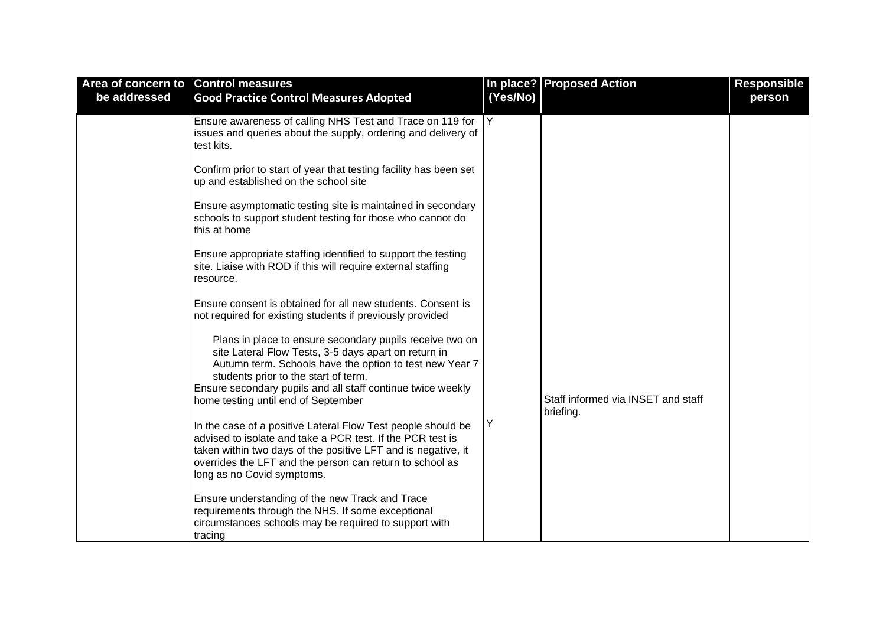| Area of concern to be addressed | Control measures<br>Good Practice Control Measures Adopted | In place? (Yes/No) | Proposed Action | Responsible person |
|---|---|---|---|---|
| | Ensure awareness of calling NHS Test and Trace on 119 for issues and queries about the supply, ordering and delivery of test kits.<br><br>Confirm prior to start of year that testing facility has been set up and established on the school site<br><br>Ensure asymptomatic testing site is maintained in secondary schools to support student testing for those who cannot do this at home<br><br>Ensure appropriate staffing identified to support the testing site. Liaise with ROD if this will require external staffing resource.<br><br>Ensure consent is obtained for all new students. Consent is not required for existing students if previously provided<br><br>Plans in place to ensure secondary pupils receive two on site Lateral Flow Tests, 3-5 days apart on return in Autumn term. Schools have the option to test new Year 7 students prior to the start of term.<br>Ensure secondary pupils and all staff continue twice weekly home testing until end of September<br><br>In the case of a positive Lateral Flow Test people should be advised to isolate and take a PCR test. If the PCR test is taken within two days of the positive LFT and is negative, it overrides the LFT and the person can return to school as long as no Covid symptoms.<br><br>Ensure understanding of the new Track and Trace requirements through the NHS. If some exceptional circumstances schools may be required to support with tracing | Y<br><br><br><br><br><br><br><br><br><br><br><br><br><br><br><br><br><br><br><br><br>Y | Staff informed via INSET and staff briefing. | |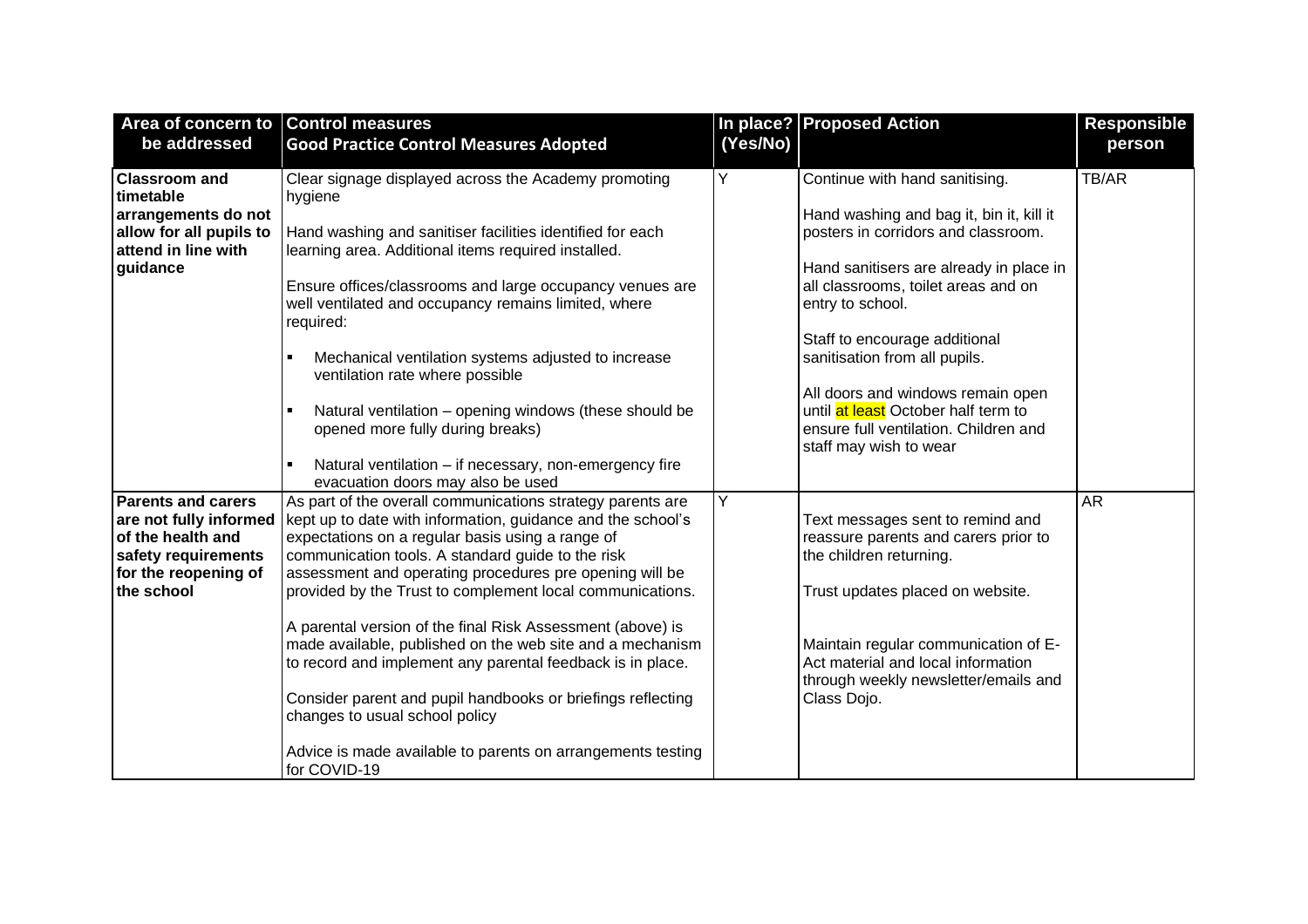| Area of concern to be addressed | Control measures<br>Good Practice Control Measures Adopted | In place? (Yes/No) | Proposed Action | Responsible person |
|---|---|---|---|---|
| **Classroom and timetable arrangements do not allow for all pupils to attend in line with guidance** | Clear signage displayed across the Academy promoting hygiene<br><br>Hand washing and sanitiser facilities identified for each learning area. Additional items required installed.<br><br>Ensure offices/classrooms and large occupancy venues are well ventilated and occupancy remains limited, where required:<br><br>▪ Mechanical ventilation systems adjusted to increase ventilation rate where possible<br><br>▪ Natural ventilation – opening windows (these should be opened more fully during breaks)<br><br>▪ Natural ventilation – if necessary, non-emergency fire evacuation doors may also be used | Y | Continue with hand sanitising.<br><br>Hand washing and bag it, bin it, kill it posters in corridors and classroom.<br><br>Hand sanitisers are already in place in all classrooms, toilet areas and on entry to school.<br><br>Staff to encourage additional sanitisation from all pupils.<br><br>All doors and windows remain open until at least October half term to ensure full ventilation. Children and staff may wish to wear | TB/AR |
| **Parents and carers are not fully informed of the health and safety requirements for the reopening of the school** | As part of the overall communications strategy parents are kept up to date with information, guidance and the school's expectations on a regular basis using a range of communication tools. A standard guide to the risk assessment and operating procedures pre opening will be provided by the Trust to complement local communications.<br><br>A parental version of the final Risk Assessment (above) is made available, published on the web site and a mechanism to record and implement any parental feedback is in place.<br><br>Consider parent and pupil handbooks or briefings reflecting changes to usual school policy<br><br>Advice is made available to parents on arrangements testing for COVID-19 | Y | Text messages sent to remind and reassure parents and carers prior to the children returning.<br><br>Trust updates placed on website.<br><br>Maintain regular communication of E-Act material and local information through weekly newsletter/emails and Class Dojo. | AR |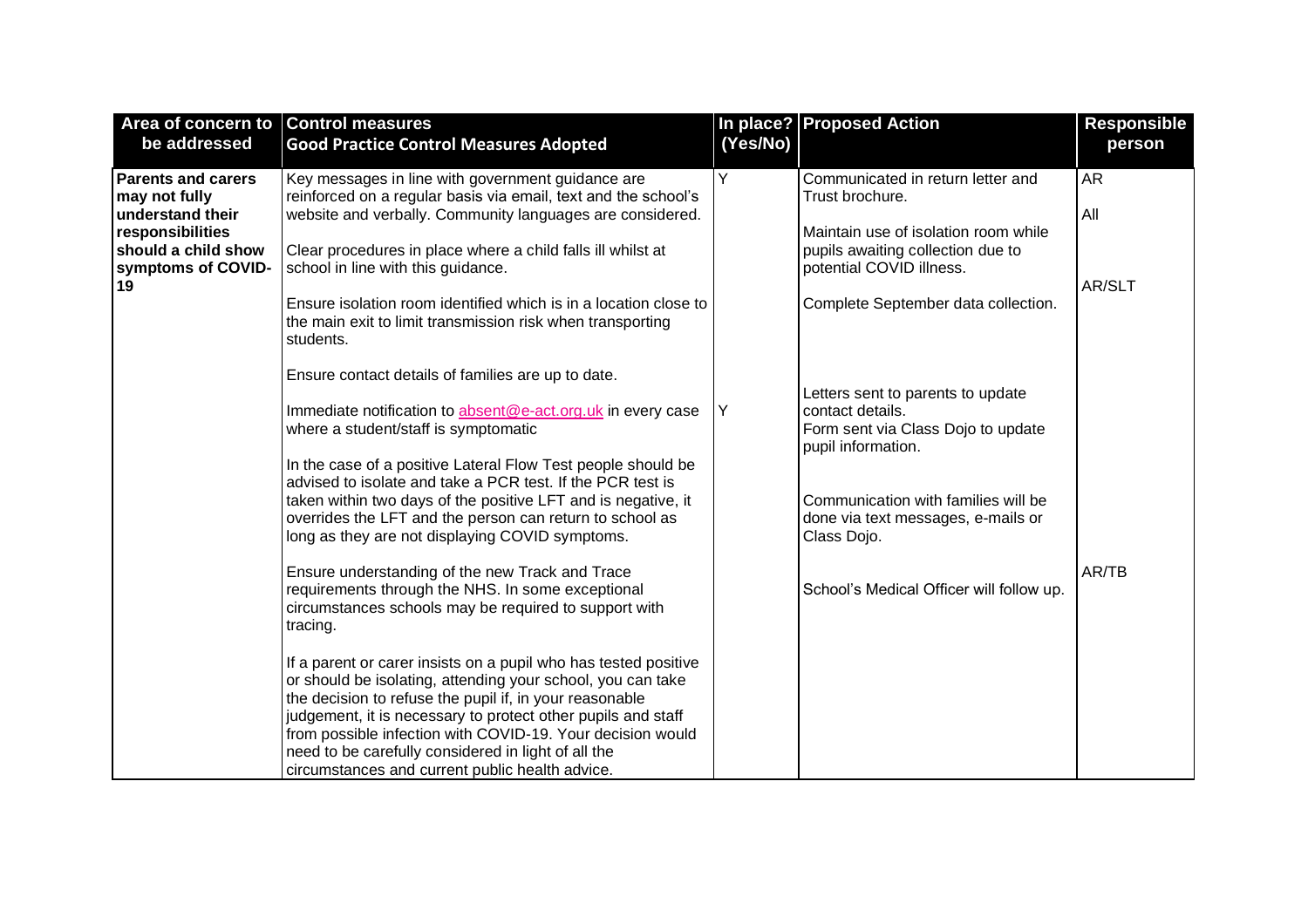| Area of concern to be addressed | Control measures<br>**Good Practice Control Measures Adopted** | In place? (Yes/No) | Proposed Action | Responsible person |
|---|---|---|---|---|
| **Parents and carers may not fully understand their responsibilities should a child show symptoms of COVID-19** | Key messages in line with government guidance are reinforced on a regular basis via email, text and the school's website and verbally. Community languages are considered.<br><br>Clear procedures in place where a child falls ill whilst at school in line with this guidance.<br><br>Ensure isolation room identified which is in a location close to the main exit to limit transmission risk when transporting students.<br><br>Ensure contact details of families are up to date.<br><br>Immediate notification to absent@e-act.org.uk in every case where a student/staff is symptomatic<br><br>In the case of a positive Lateral Flow Test people should be advised to isolate and take a PCR test. If the PCR test is taken within two days of the positive LFT and is negative, it overrides the LFT and the person can return to school as long as they are not displaying COVID symptoms.<br><br>Ensure understanding of the new Track and Trace requirements through the NHS. In some exceptional circumstances schools may be required to support with tracing.<br><br>If a parent or carer insists on a pupil who has tested positive or should be isolating, attending your school, you can take the decision to refuse the pupil if, in your reasonable judgement, it is necessary to protect other pupils and staff from possible infection with COVID-19. Your decision would need to be carefully considered in light of all the circumstances and current public health advice. | Y<br><br><br><br><br><br><br><br><br><br><br>Y | Communicated in return letter and Trust brochure.<br><br>Maintain use of isolation room while pupils awaiting collection due to potential COVID illness.<br><br>Complete September data collection.<br><br>Letters sent to parents to update contact details.<br>Form sent via Class Dojo to update pupil information.<br><br>Communication with families will be done via text messages, e-mails or Class Dojo.<br><br>School's Medical Officer will follow up. | AR<br><br>All<br><br>AR/SLT<br><br><br><br><br><br><br><br><br><br>AR/TB |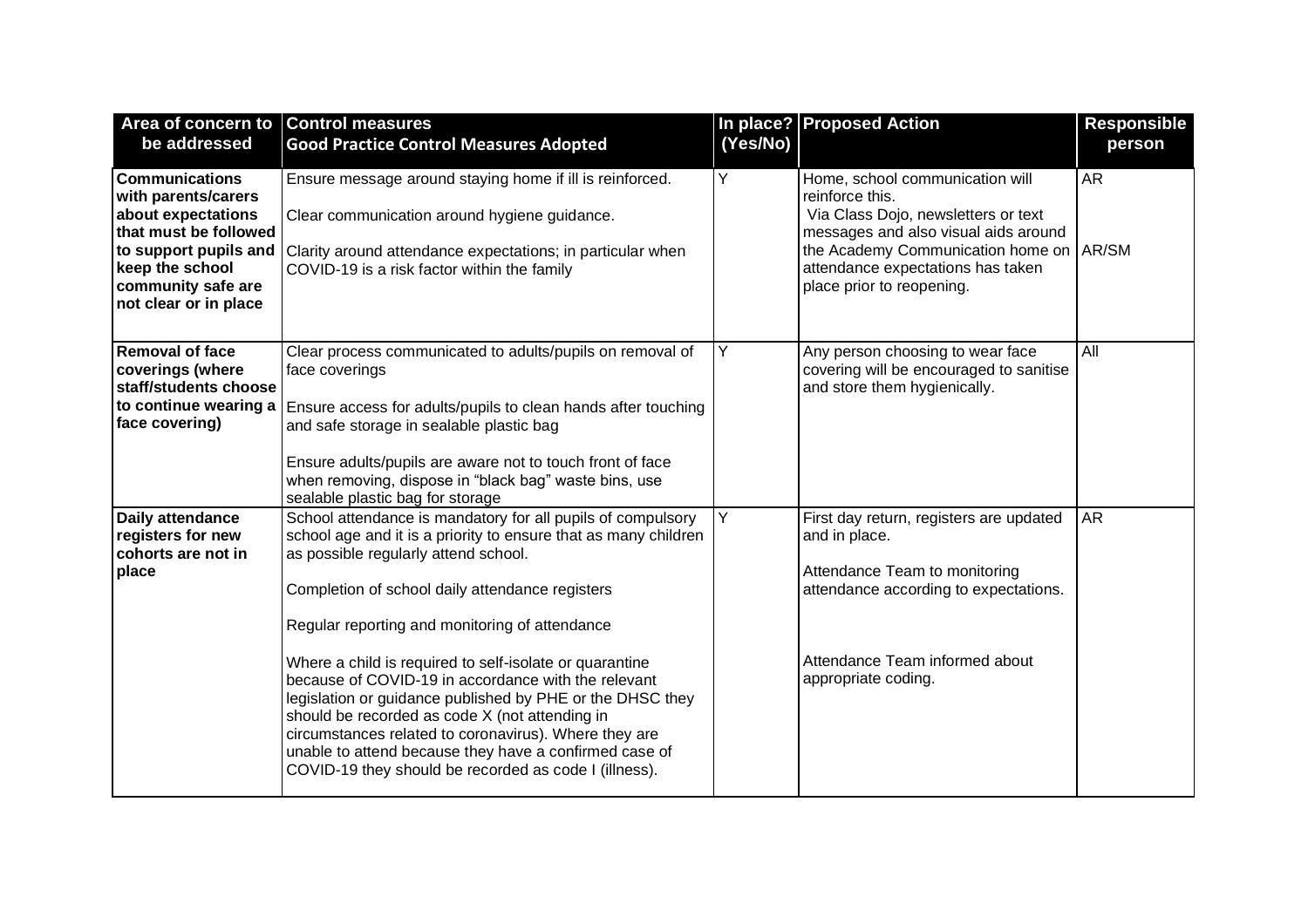| Area of concern to be addressed | Control measures<br>Good Practice Control Measures Adopted | In place? (Yes/No) | Proposed Action | Responsible person |
|---|---|---|---|---|
| **Communications with parents/carers about expectations that must be followed to support pupils and keep the school community safe are not clear or in place** | Ensure message around staying home if ill is reinforced.<br><br>Clear communication around hygiene guidance.<br><br>Clarity around attendance expectations; in particular when COVID-19 is a risk factor within the family | Y | Home, school communication will reinforce this.<br>Via Class Dojo, newsletters or text messages and also visual aids around the Academy Communication home on attendance expectations has taken place prior to reopening. | AR<br><br>AR/SM |
| **Removal of face coverings (where staff/students choose to continue wearing a face covering)** | Clear process communicated to adults/pupils on removal of face coverings<br><br>Ensure access for adults/pupils to clean hands after touching and safe storage in sealable plastic bag<br><br>Ensure adults/pupils are aware not to touch front of face when removing, dispose in "black bag" waste bins, use sealable plastic bag for storage | Y | Any person choosing to wear face covering will be encouraged to sanitise and store them hygienically. | All |
| **Daily attendance registers for new cohorts are not in place** | School attendance is mandatory for all pupils of compulsory school age and it is a priority to ensure that as many children as possible regularly attend school.<br><br>Completion of school daily attendance registers<br><br>Regular reporting and monitoring of attendance<br><br>Where a child is required to self-isolate or quarantine because of COVID-19 in accordance with the relevant legislation or guidance published by PHE or the DHSC they should be recorded as code X (not attending in circumstances related to coronavirus). Where they are unable to attend because they have a confirmed case of COVID-19 they should be recorded as code I (illness). | Y | First day return, registers are updated and in place.<br><br>Attendance Team to monitoring attendance according to expectations.<br><br>Attendance Team informed about appropriate coding. | AR |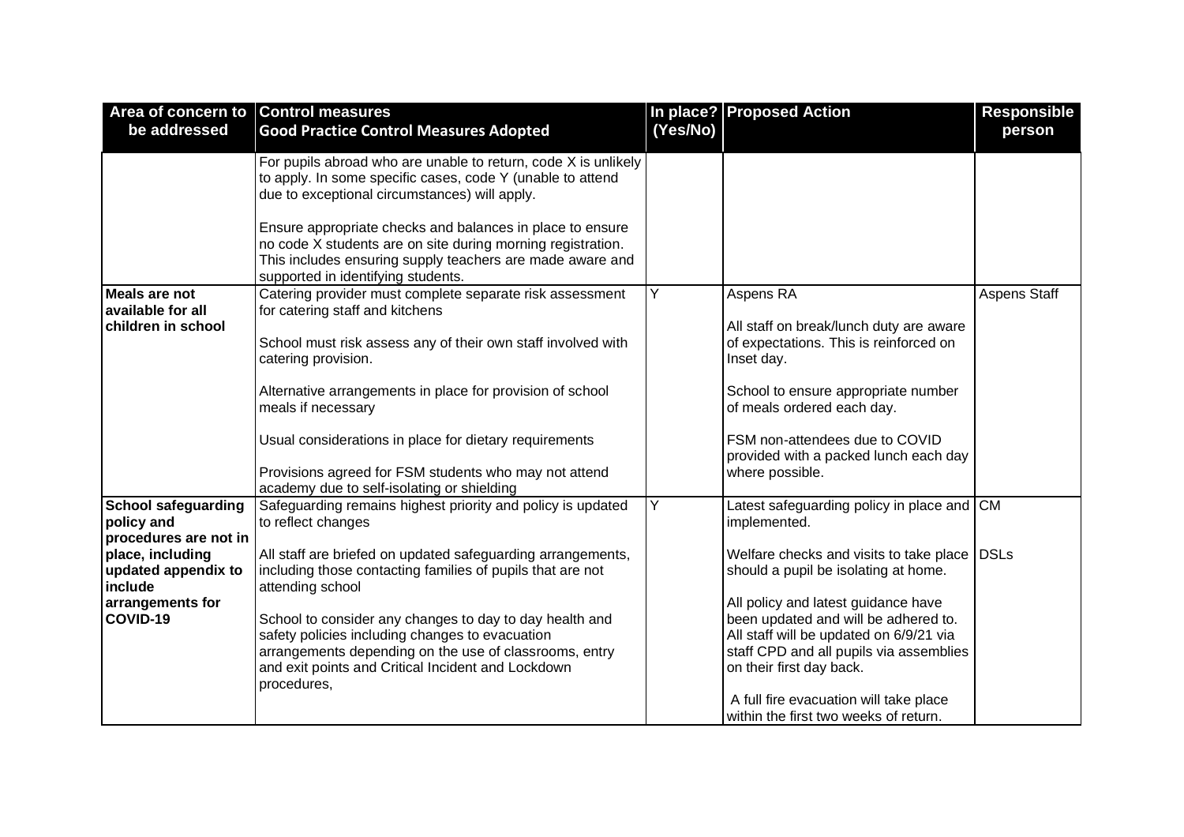| Area of concern to be addressed | Control measures<br>Good Practice Control Measures Adopted | In place? (Yes/No) | Proposed Action | Responsible person |
|---|---|---|---|---|
| | For pupils abroad who are unable to return, code X is unlikely to apply. In some specific cases, code Y (unable to attend due to exceptional circumstances) will apply.<br><br>Ensure appropriate checks and balances in place to ensure no code X students are on site during morning registration. This includes ensuring supply teachers are made aware and supported in identifying students. | | | |
| **Meals are not available for all children in school** | Catering provider must complete separate risk assessment for catering staff and kitchens<br><br>School must risk assess any of their own staff involved with catering provision.<br><br>Alternative arrangements in place for provision of school meals if necessary<br><br>Usual considerations in place for dietary requirements<br><br>Provisions agreed for FSM students who may not attend academy due to self-isolating or shielding | Y | Aspens RA<br><br>All staff on break/lunch duty are aware of expectations. This is reinforced on Inset day.<br><br>School to ensure appropriate number of meals ordered each day.<br><br>FSM non-attendees due to COVID provided with a packed lunch each day where possible. | Aspens Staff |
| **School safeguarding policy and procedures are not in place, including updated appendix to include arrangements for COVID-19** | Safeguarding remains highest priority and policy is updated to reflect changes<br><br>All staff are briefed on updated safeguarding arrangements, including those contacting families of pupils that are not attending school<br><br>School to consider any changes to day to day health and safety policies including changes to evacuation arrangements depending on the use of classrooms, entry and exit points and Critical Incident and Lockdown procedures, | Y | Latest safeguarding policy in place and implemented.<br><br>Welfare checks and visits to take place should a pupil be isolating at home.<br><br>All policy and latest guidance have been updated and will be adhered to. All staff will be updated on 6/9/21 via staff CPD and all pupils via assemblies on their first day back.<br><br>A full fire evacuation will take place within the first two weeks of return. | CM<br><br>DSLs |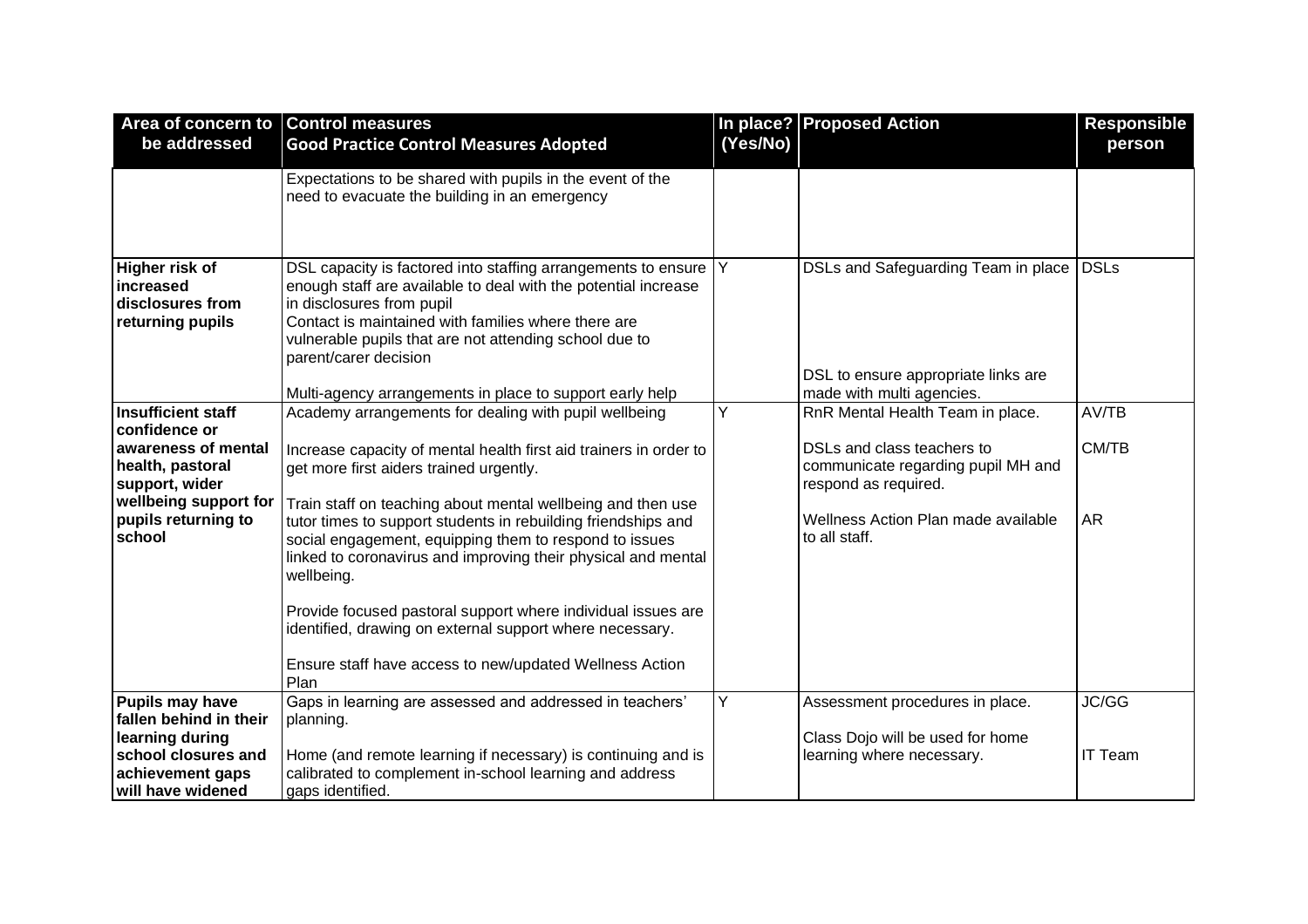| Area of concern to be addressed | Control measures<br>Good Practice Control Measures Adopted | In place? (Yes/No) | Proposed Action | Responsible person |
|---|---|---|---|---|
| | Expectations to be shared with pupils in the event of the need to evacuate the building in an emergency | | | |
| **Higher risk of increased disclosures from returning pupils** | DSL capacity is factored into staffing arrangements to ensure enough staff are available to deal with the potential increase in disclosures from pupil<br>Contact is maintained with families where there are vulnerable pupils that are not attending school due to parent/carer decision<br><br>Multi-agency arrangements in place to support early help | Y | DSLs and Safeguarding Team in place<br><br>DSL to ensure appropriate links are made with multi agencies. | DSLs |
| **Insufficient staff confidence or awareness of mental health, pastoral support, wider wellbeing support for pupils returning to school** | Academy arrangements for dealing with pupil wellbeing<br><br>Increase capacity of mental health first aid trainers in order to get more first aiders trained urgently.<br><br>Train staff on teaching about mental wellbeing and then use tutor times to support students in rebuilding friendships and social engagement, equipping them to respond to issues linked to coronavirus and improving their physical and mental wellbeing.<br><br>Provide focused pastoral support where individual issues are identified, drawing on external support where necessary.<br><br>Ensure staff have access to new/updated Wellness Action Plan | Y | RnR Mental Health Team in place.<br><br>DSLs and class teachers to communicate regarding pupil MH and respond as required.<br><br>Wellness Action Plan made available to all staff. | AV/TB<br><br>CM/TB<br><br>AR |
| **Pupils may have fallen behind in their learning during school closures and achievement gaps will have widened** | Gaps in learning are assessed and addressed in teachers' planning.<br><br>Home (and remote learning if necessary) is continuing and is calibrated to complement in-school learning and address gaps identified. | Y | Assessment procedures in place.<br><br>Class Dojo will be used for home learning where necessary. | JC/GG<br><br>IT Team |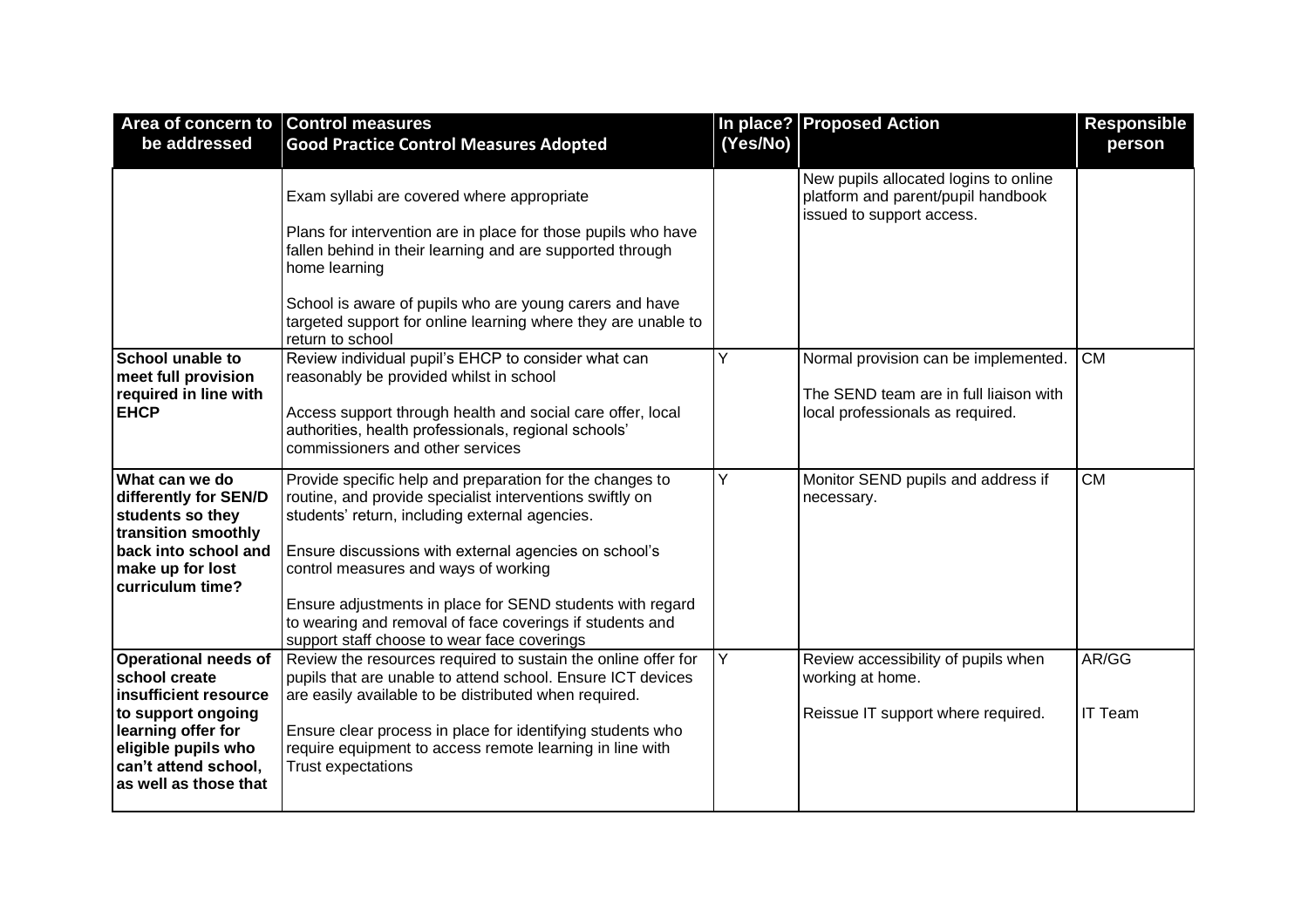| Area of concern to be addressed | Control measures<br>Good Practice Control Measures Adopted | In place? (Yes/No) | Proposed Action | Responsible person |
|---|---|---|---|---|
| | Exam syllabi are covered where appropriate<br><br>Plans for intervention are in place for those pupils who have fallen behind in their learning and are supported through home learning<br><br>School is aware of pupils who are young carers and have targeted support for online learning where they are unable to return to school | | New pupils allocated logins to online platform and parent/pupil handbook issued to support access. | |
| **School unable to meet full provision required in line with EHCP** | Review individual pupil's EHCP to consider what can reasonably be provided whilst in school<br><br>Access support through health and social care offer, local authorities, health professionals, regional schools' commissioners and other services | Y | Normal provision can be implemented.<br><br>The SEND team are in full liaison with local professionals as required. | CM |
| **What can we do differently for SEN/D students so they transition smoothly back into school and make up for lost curriculum time?** | Provide specific help and preparation for the changes to routine, and provide specialist interventions swiftly on students' return, including external agencies.<br><br>Ensure discussions with external agencies on school's control measures and ways of working<br><br>Ensure adjustments in place for SEND students with regard to wearing and removal of face coverings if students and support staff choose to wear face coverings | Y | Monitor SEND pupils and address if necessary. | CM |
| **Operational needs of school create insufficient resource to support ongoing learning offer for eligible pupils who can't attend school, as well as those that** | Review the resources required to sustain the online offer for pupils that are unable to attend school. Ensure ICT devices are easily available to be distributed when required.<br><br>Ensure clear process in place for identifying students who require equipment to access remote learning in line with Trust expectations | Y | Review accessibility of pupils when working at home.<br><br>Reissue IT support where required. | AR/GG<br><br>IT Team |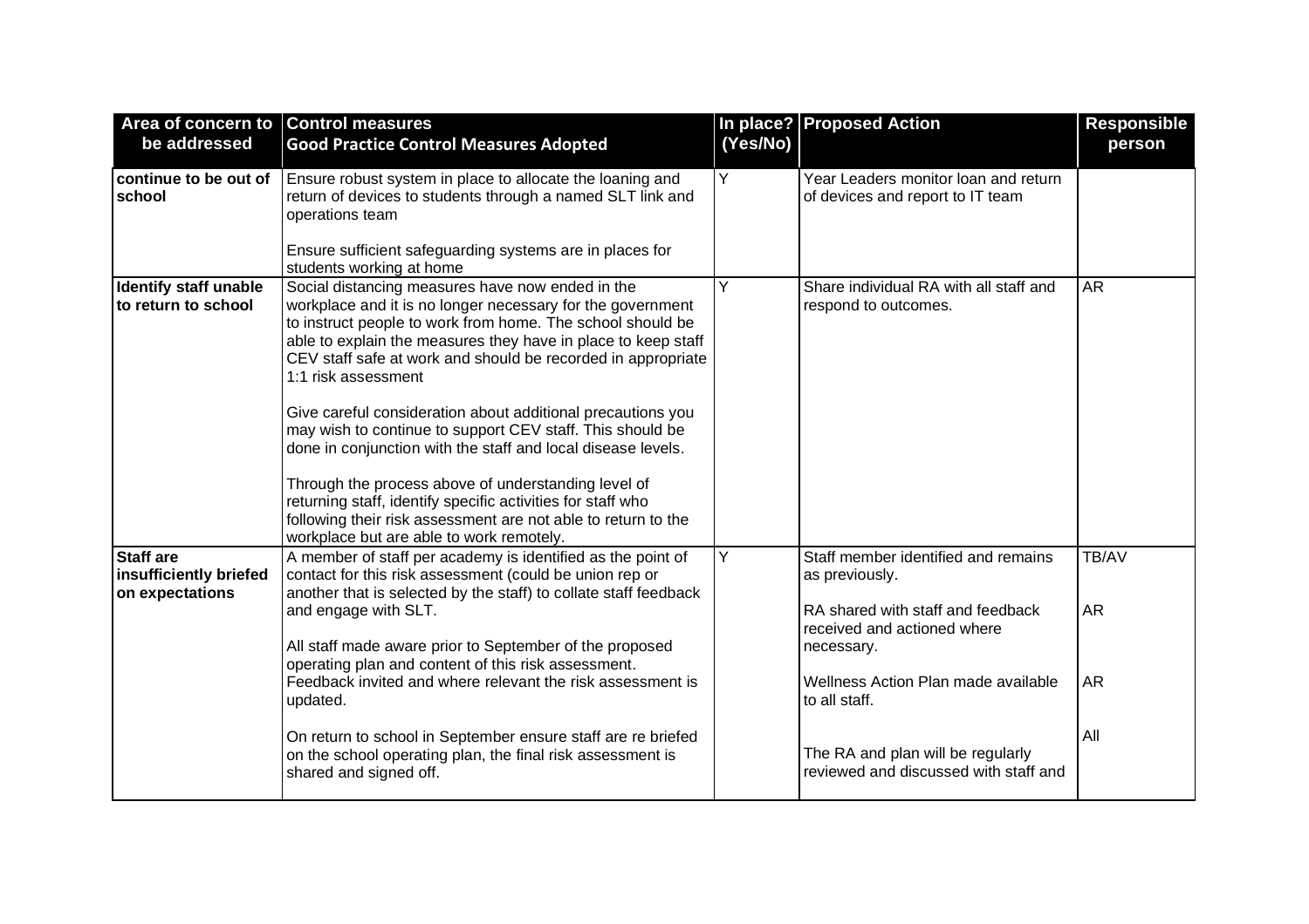| Area of concern to be addressed | Control measures<br>Good Practice Control Measures Adopted | In place? (Yes/No) | Proposed Action | Responsible person |
|---|---|---|---|---|
| **continue to be out of school** | Ensure robust system in place to allocate the loaning and return of devices to students through a named SLT link and operations team<br><br>Ensure sufficient safeguarding systems are in places for students working at home | Y | Year Leaders monitor loan and return of devices and report to IT team | |
| **Identify staff unable to return to school** | Social distancing measures have now ended in the workplace and it is no longer necessary for the government to instruct people to work from home. The school should be able to explain the measures they have in place to keep staff CEV staff safe at work and should be recorded in appropriate 1:1 risk assessment<br><br>Give careful consideration about additional precautions you may wish to continue to support CEV staff. This should be done in conjunction with the staff and local disease levels.<br><br>Through the process above of understanding level of returning staff, identify specific activities for staff who following their risk assessment are not able to return to the workplace but are able to work remotely. | Y | Share individual RA with all staff and respond to outcomes. | AR |
| **Staff are insufficiently briefed on expectations** | A member of staff per academy is identified as the point of contact for this risk assessment (could be union rep or another that is selected by the staff) to collate staff feedback and engage with SLT.<br><br>All staff made aware prior to September of the proposed operating plan and content of this risk assessment. Feedback invited and where relevant the risk assessment is updated.<br><br>On return to school in September ensure staff are re briefed on the school operating plan, the final risk assessment is shared and signed off. | Y | Staff member identified and remains as previously.<br><br>RA shared with staff and feedback received and actioned where necessary.<br><br>Wellness Action Plan made available to all staff.<br><br>The RA and plan will be regularly reviewed and discussed with staff and | TB/AV<br><br>AR<br><br>AR<br><br>All |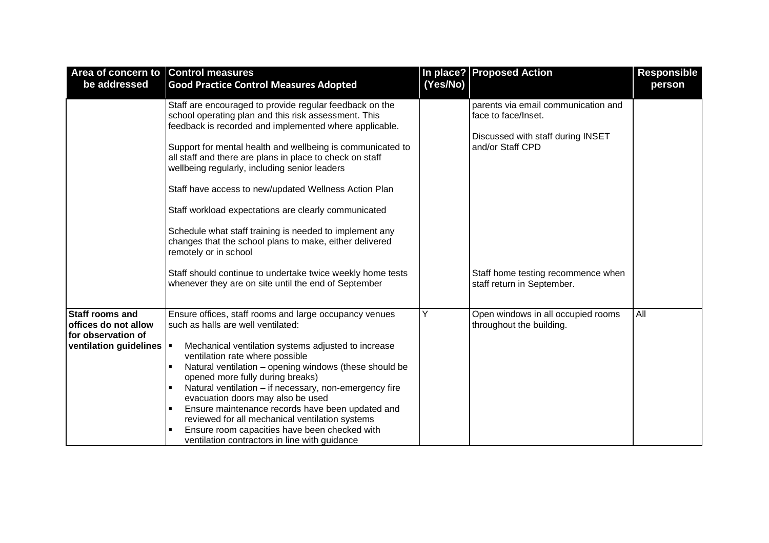| Area of concern to be addressed | Control measures<br>Good Practice Control Measures Adopted | In place? (Yes/No) | Proposed Action | Responsible person |
|---|---|---|---|---|
| | Staff are encouraged to provide regular feedback on the school operating plan and this risk assessment. This feedback is recorded and implemented where applicable.<br><br>Support for mental health and wellbeing is communicated to all staff and there are plans in place to check on staff wellbeing regularly, including senior leaders<br><br>Staff have access to new/updated Wellness Action Plan<br><br>Staff workload expectations are clearly communicated<br><br>Schedule what staff training is needed to implement any changes that the school plans to make, either delivered remotely or in school<br><br>Staff should continue to undertake twice weekly home tests whenever they are on site until the end of September | | parents via email communication and face to face/Inset.<br><br>Discussed with staff during INSET and/or Staff CPD<br><br>Staff home testing recommence when staff return in September. | |
| **Staff rooms and offices do not allow for observation of ventilation guidelines** | Ensure offices, staff rooms and large occupancy venues such as halls are well ventilated:<br>▪ Mechanical ventilation systems adjusted to increase ventilation rate where possible<br>▪ Natural ventilation – opening windows (these should be opened more fully during breaks)<br>▪ Natural ventilation – if necessary, non-emergency fire evacuation doors may also be used<br>▪ Ensure maintenance records have been updated and reviewed for all mechanical ventilation systems<br>▪ Ensure room capacities have been checked with ventilation contractors in line with guidance | Y | Open windows in all occupied rooms throughout the building. | All |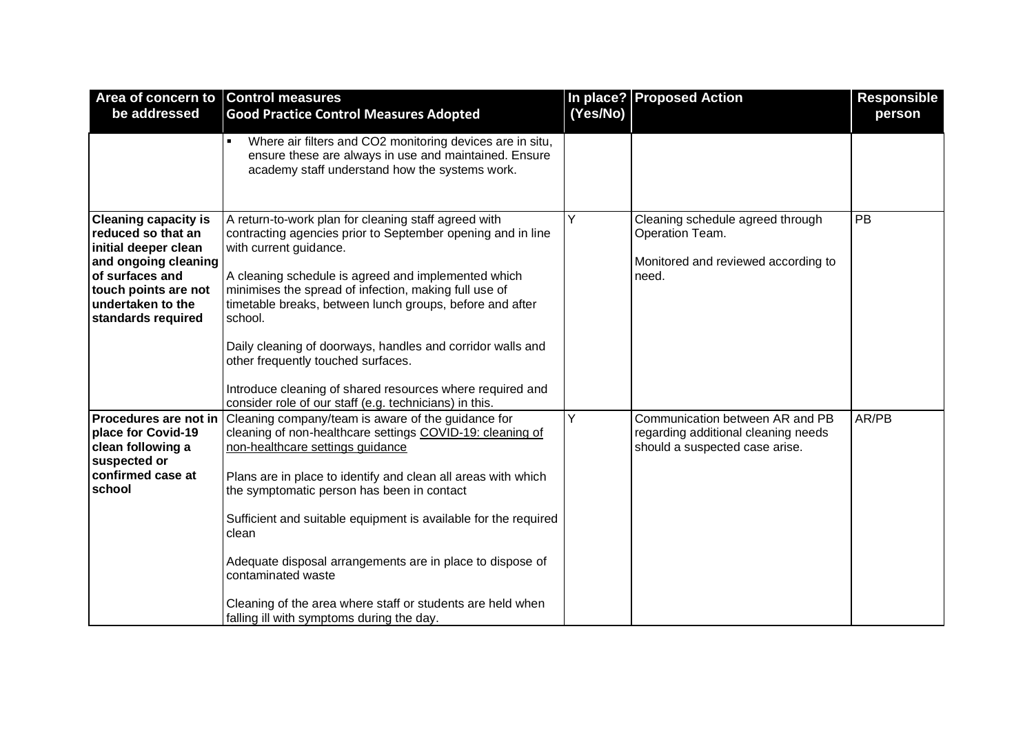| Area of concern to be addressed | Control measures<br>Good Practice Control Measures Adopted | In place? (Yes/No) | Proposed Action | Responsible person |
|---|---|---|---|---|
| | ▪ Where air filters and CO2 monitoring devices are in situ, ensure these are always in use and maintained. Ensure academy staff understand how the systems work. | | | |
| **Cleaning capacity is reduced so that an initial deeper clean and ongoing cleaning of surfaces and touch points are not undertaken to the standards required** | A return-to-work plan for cleaning staff agreed with contracting agencies prior to September opening and in line with current guidance.<br><br>A cleaning schedule is agreed and implemented which minimises the spread of infection, making full use of timetable breaks, between lunch groups, before and after school.<br><br>Daily cleaning of doorways, handles and corridor walls and other frequently touched surfaces.<br><br>Introduce cleaning of shared resources where required and consider role of our staff (e.g. technicians) in this. | Y | Cleaning schedule agreed through Operation Team.<br><br>Monitored and reviewed according to need. | PB |
| **Procedures are not in place for Covid-19 clean following a suspected or confirmed case at school** | Cleaning company/team is aware of the guidance for cleaning of non-healthcare settings COVID-19: cleaning of non-healthcare settings guidance<br><br>Plans are in place to identify and clean all areas with which the symptomatic person has been in contact<br><br>Sufficient and suitable equipment is available for the required clean<br><br>Adequate disposal arrangements are in place to dispose of contaminated waste<br><br>Cleaning of the area where staff or students are held when falling ill with symptoms during the day. | Y | Communication between AR and PB regarding additional cleaning needs should a suspected case arise. | AR/PB |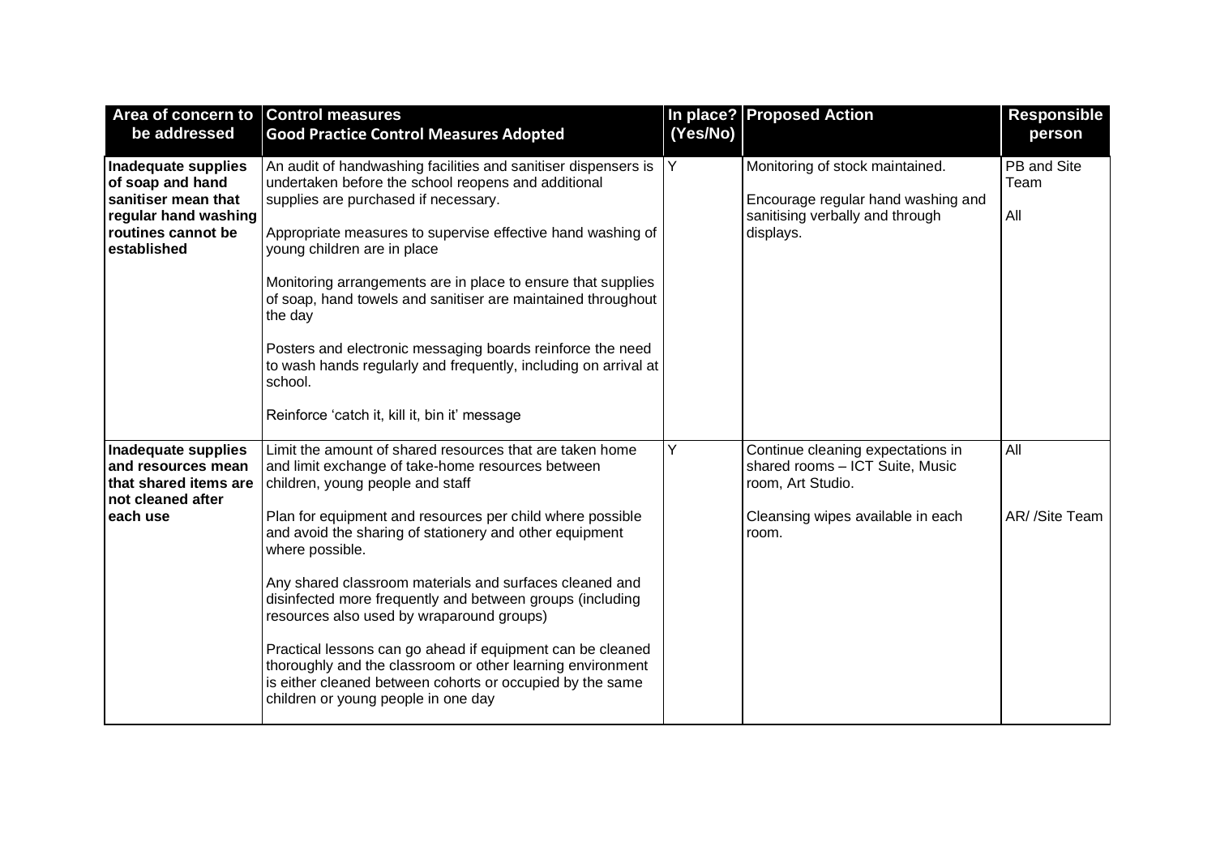| Area of concern to be addressed | Control measures<br>Good Practice Control Measures Adopted | In place? (Yes/No) | Proposed Action | Responsible person |
|---|---|---|---|---|
| **Inadequate supplies of soap and hand sanitiser mean that regular hand washing routines cannot be established** | An audit of handwashing facilities and sanitiser dispensers is undertaken before the school reopens and additional supplies are purchased if necessary.<br><br>Appropriate measures to supervise effective hand washing of young children are in place<br><br>Monitoring arrangements are in place to ensure that supplies of soap, hand towels and sanitiser are maintained throughout the day<br><br>Posters and electronic messaging boards reinforce the need to wash hands regularly and frequently, including on arrival at school.<br><br>Reinforce 'catch it, kill it, bin it' message | Y | Monitoring of stock maintained.<br><br>Encourage regular hand washing and sanitising verbally and through displays. | PB and Site Team<br><br>All |
| **Inadequate supplies and resources mean that shared items are not cleaned after each use** | Limit the amount of shared resources that are taken home and limit exchange of take-home resources between children, young people and staff<br><br>Plan for equipment and resources per child where possible and avoid the sharing of stationery and other equipment where possible.<br><br>Any shared classroom materials and surfaces cleaned and disinfected more frequently and between groups (including resources also used by wraparound groups)<br><br>Practical lessons can go ahead if equipment can be cleaned thoroughly and the classroom or other learning environment is either cleaned between cohorts or occupied by the same children or young people in one day | Y | Continue cleaning expectations in shared rooms – ICT Suite, Music room, Art Studio.<br><br>Cleansing wipes available in each room. | All<br><br>AR/ /Site Team |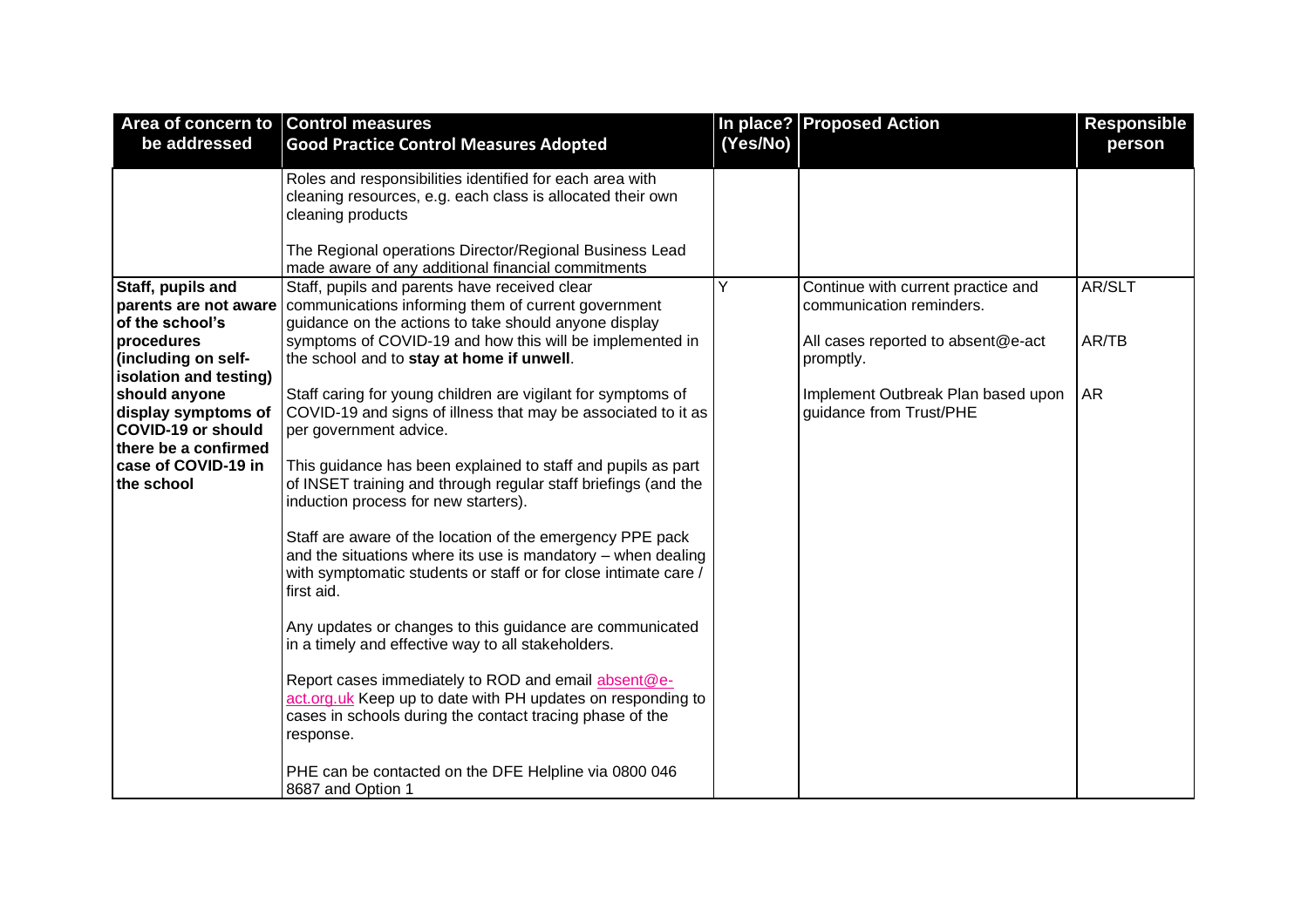| Area of concern to be addressed | Control measures<br>Good Practice Control Measures Adopted | In place? (Yes/No) | Proposed Action | Responsible person |
|---|---|---|---|---|
| | Roles and responsibilities identified for each area with cleaning resources, e.g. each class is allocated their own cleaning products<br><br>The Regional operations Director/Regional Business Lead made aware of any additional financial commitments | | | |
| **Staff, pupils and parents are not aware of the school's procedures (including on self-isolation and testing) should anyone display symptoms of COVID-19 or should there be a confirmed case of COVID-19 in the school** | Staff, pupils and parents have received clear communications informing them of current government guidance on the actions to take should anyone display symptoms of COVID-19 and how this will be implemented in the school and to **stay at home if unwell**.<br><br>Staff caring for young children are vigilant for symptoms of COVID-19 and signs of illness that may be associated to it as per government advice.<br><br>This guidance has been explained to staff and pupils as part of INSET training and through regular staff briefings (and the induction process for new starters).<br><br>Staff are aware of the location of the emergency PPE pack and the situations where its use is mandatory – when dealing with symptomatic students or staff or for close intimate care / first aid.<br><br>Any updates or changes to this guidance are communicated in a timely and effective way to all stakeholders.<br><br>Report cases immediately to ROD and email absent@e-act.org.uk Keep up to date with PH updates on responding to cases in schools during the contact tracing phase of the response.<br><br>PHE can be contacted on the DFE Helpline via 0800 046 8687 and Option 1 | Y | Continue with current practice and communication reminders.<br><br>All cases reported to absent@e-act promptly.<br><br>Implement Outbreak Plan based upon guidance from Trust/PHE | AR/SLT<br><br>AR/TB<br><br>AR |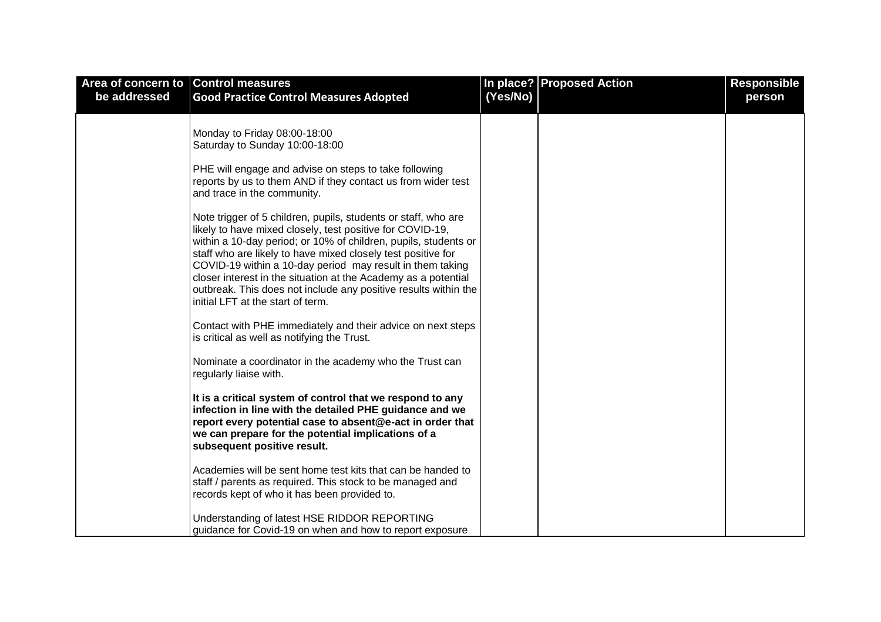| Area of concern to be addressed | Control measures<br>Good Practice Control Measures Adopted | In place? (Yes/No) | Proposed Action | Responsible person |
|---|---|---|---|---|
| | Monday to Friday 08:00-18:00<br>Saturday to Sunday 10:00-18:00<br><br>PHE will engage and advise on steps to take following reports by us to them AND if they contact us from wider test and trace in the community.<br><br>Note trigger of 5 children, pupils, students or staff, who are likely to have mixed closely, test positive for COVID-19, within a 10-day period; or 10% of children, pupils, students or staff who are likely to have mixed closely test positive for COVID-19 within a 10-day period may result in them taking closer interest in the situation at the Academy as a potential outbreak. This does not include any positive results within the initial LFT at the start of term.<br><br>Contact with PHE immediately and their advice on next steps is critical as well as notifying the Trust.<br><br>Nominate a coordinator in the academy who the Trust can regularly liaise with.<br><br>**It is a critical system of control that we respond to any infection in line with the detailed PHE guidance and we report every potential case to absent@e-act in order that we can prepare for the potential implications of a subsequent positive result.**<br><br>Academies will be sent home test kits that can be handed to staff / parents as required. This stock to be managed and records kept of who it has been provided to.<br><br>Understanding of latest HSE RIDDOR REPORTING guidance for Covid-19 on when and how to report exposure | | | |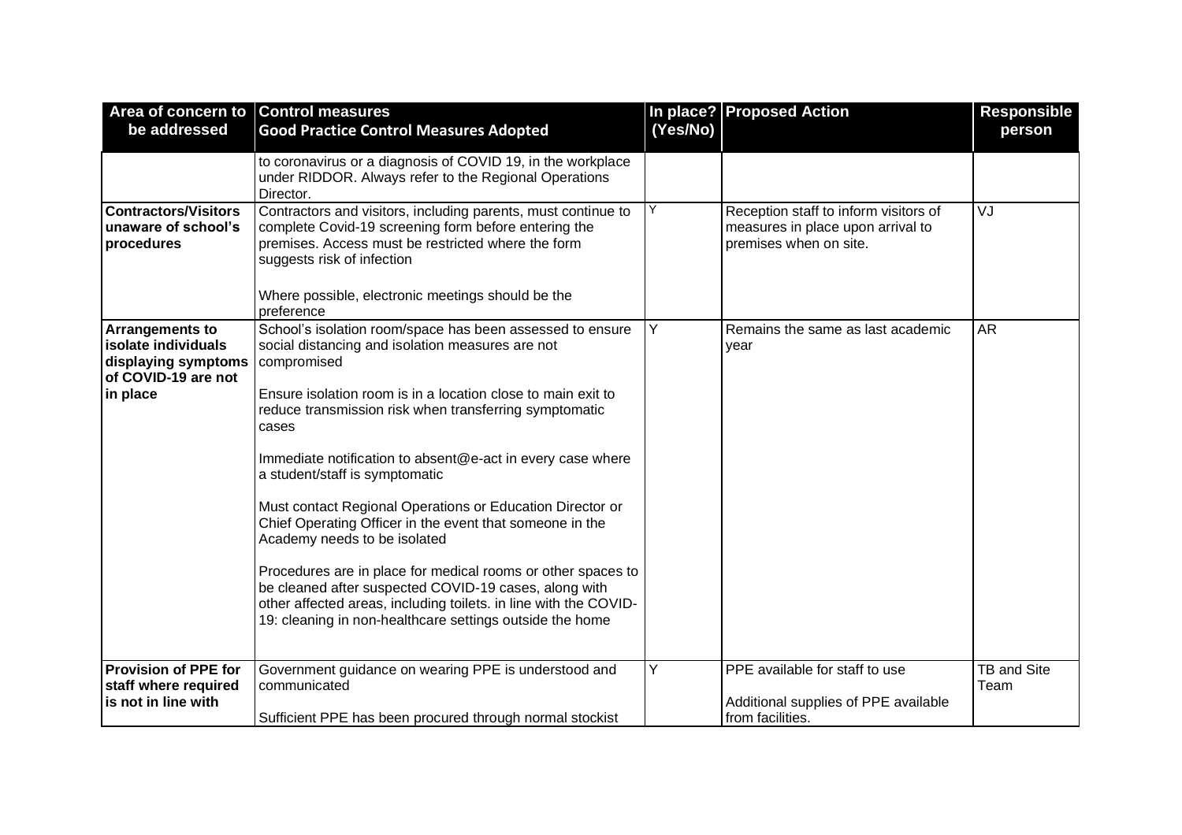| Area of concern to be addressed | Control measures<br>Good Practice Control Measures Adopted | In place? (Yes/No) | Proposed Action | Responsible person |
|---|---|---|---|---|
| | to coronavirus or a diagnosis of COVID 19, in the workplace under RIDDOR. Always refer to the Regional Operations Director. | | | |
| **Contractors/Visitors unaware of school's procedures** | Contractors and visitors, including parents, must continue to complete Covid-19 screening form before entering the premises. Access must be restricted where the form suggests risk of infection<br><br>Where possible, electronic meetings should be the preference | Y | Reception staff to inform visitors of measures in place upon arrival to premises when on site. | VJ |
| **Arrangements to isolate individuals displaying symptoms of COVID-19 are not in place** | School's isolation room/space has been assessed to ensure social distancing and isolation measures are not compromised<br><br>Ensure isolation room is in a location close to main exit to reduce transmission risk when transferring symptomatic cases<br><br>Immediate notification to absent@e-act in every case where a student/staff is symptomatic<br><br>Must contact Regional Operations or Education Director or Chief Operating Officer in the event that someone in the Academy needs to be isolated<br><br>Procedures are in place for medical rooms or other spaces to be cleaned after suspected COVID-19 cases, along with other affected areas, including toilets. in line with the COVID-19: cleaning in non-healthcare settings outside the home | Y | Remains the same as last academic year | AR |
| **Provision of PPE for staff where required is not in line with** | Government guidance on wearing PPE is understood and communicated<br><br>Sufficient PPE has been procured through normal stockist | Y | PPE available for staff to use<br><br>Additional supplies of PPE available from facilities. | TB and Site Team |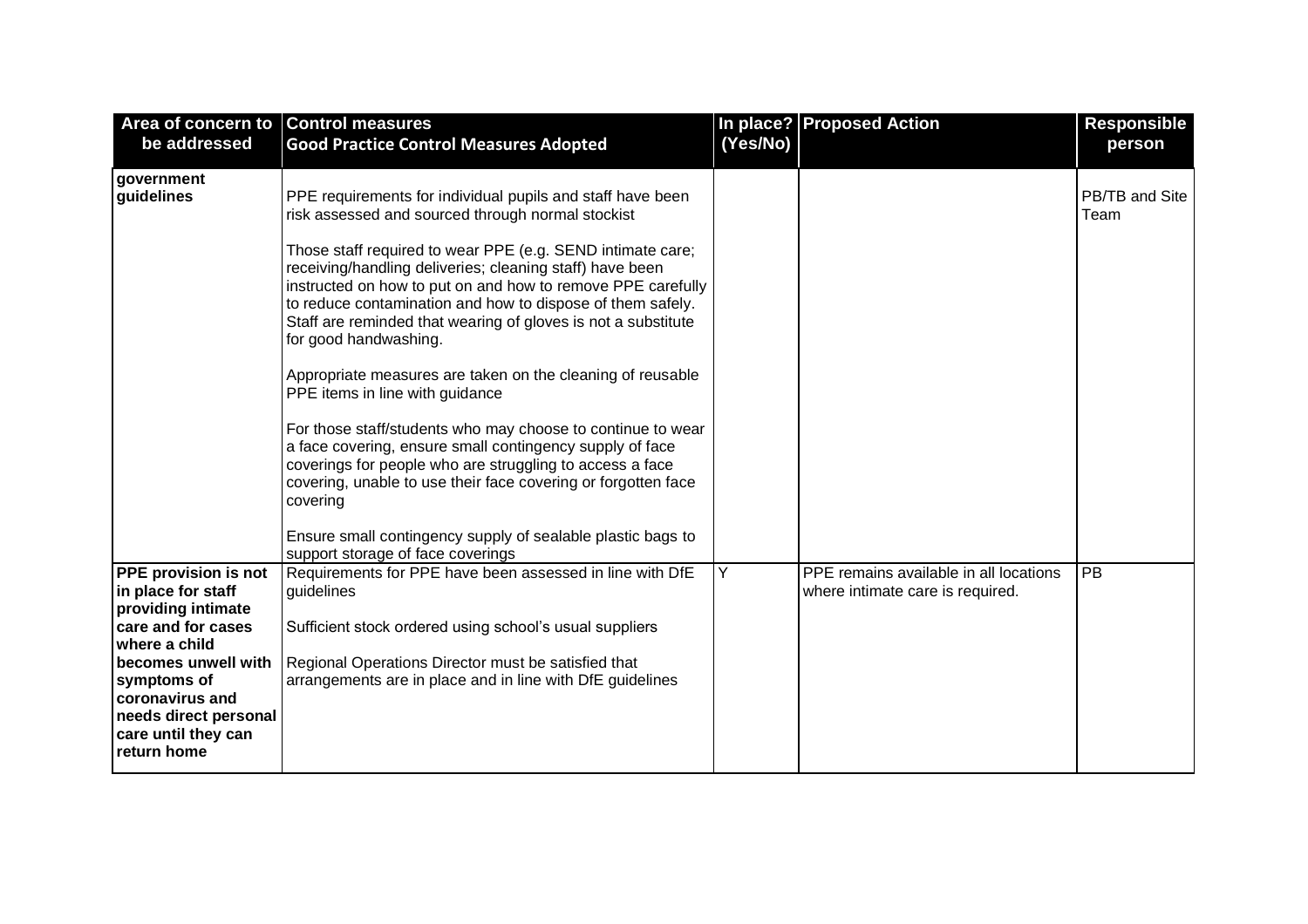| Area of concern to be addressed | Control measures<br>Good Practice Control Measures Adopted | In place? (Yes/No) | Proposed Action | Responsible person |
|---|---|---|---|---|
| government guidelines | PPE requirements for individual pupils and staff have been risk assessed and sourced through normal stockist<br><br>Those staff required to wear PPE (e.g. SEND intimate care; receiving/handling deliveries; cleaning staff) have been instructed on how to put on and how to remove PPE carefully to reduce contamination and how to dispose of them safely. Staff are reminded that wearing of gloves is not a substitute for good handwashing.<br><br>Appropriate measures are taken on the cleaning of reusable PPE items in line with guidance<br><br>For those staff/students who may choose to continue to wear a face covering, ensure small contingency supply of face coverings for people who are struggling to access a face covering, unable to use their face covering or forgotten face covering<br><br>Ensure small contingency supply of sealable plastic bags to support storage of face coverings | | | PB/TB and Site Team |
| **PPE provision is not in place for staff providing intimate care and for cases where a child becomes unwell with symptoms of coronavirus and needs direct personal care until they can return home** | Requirements for PPE have been assessed in line with DfE guidelines<br><br>Sufficient stock ordered using school's usual suppliers<br><br>Regional Operations Director must be satisfied that arrangements are in place and in line with DfE guidelines | Y | PPE remains available in all locations where intimate care is required. | PB |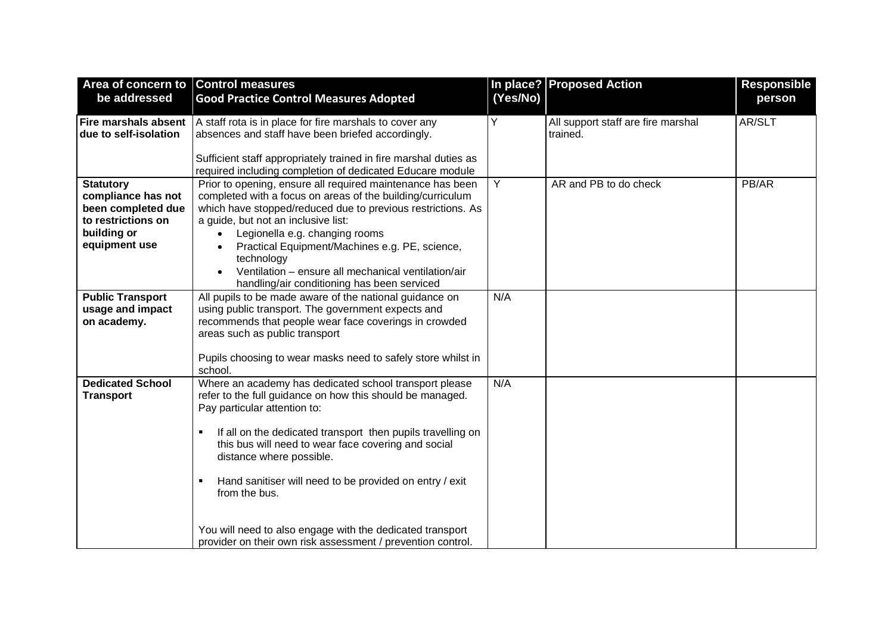| Area of concern to be addressed | Control measures<br>Good Practice Control Measures Adopted | In place? (Yes/No) | Proposed Action | Responsible person |
|---|---|---|---|---|
| **Fire marshals absent due to self-isolation** | A staff rota is in place for fire marshals to cover any absences and staff have been briefed accordingly.<br><br>Sufficient staff appropriately trained in fire marshal duties as required including completion of dedicated Educare module | Y | All support staff are fire marshal trained. | AR/SLT |
| **Statutory compliance has not been completed due to restrictions on building or equipment use** | Prior to opening, ensure all required maintenance has been completed with a focus on areas of the building/curriculum which have stopped/reduced due to previous restrictions. As a guide, but not an inclusive list:<br>• Legionella e.g. changing rooms<br>• Practical Equipment/Machines e.g. PE, science, technology<br>• Ventilation – ensure all mechanical ventilation/air handling/air conditioning has been serviced | Y | AR and PB to do check | PB/AR |
| **Public Transport usage and impact on academy.** | All pupils to be made aware of the national guidance on using public transport. The government expects and recommends that people wear face coverings in crowded areas such as public transport<br><br>Pupils choosing to wear masks need to safely store whilst in school. | N/A | | |
| **Dedicated School Transport** | Where an academy has dedicated school transport please refer to the full guidance on how this should be managed. Pay particular attention to:<br><br>▪ If all on the dedicated transport then pupils travelling on this bus will need to wear face covering and social distance where possible.<br><br>▪ Hand sanitiser will need to be provided on entry / exit from the bus.<br><br>You will need to also engage with the dedicated transport provider on their own risk assessment / prevention control. | N/A | | |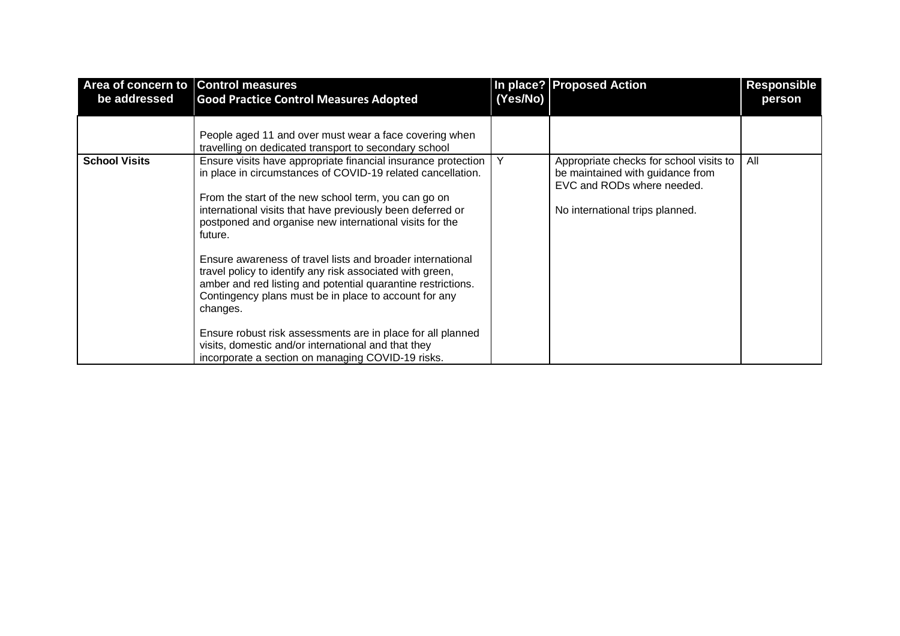| Area of concern to be addressed | Control measures<br>Good Practice Control Measures Adopted | In place? (Yes/No) | Proposed Action | Responsible person |
|---|---|---|---|---|
| | People aged 11 and over must wear a face covering when travelling on dedicated transport to secondary school | | | |
| **School Visits** | Ensure visits have appropriate financial insurance protection in place in circumstances of COVID-19 related cancellation.<br><br>From the start of the new school term, you can go on international visits that have previously been deferred or postponed and organise new international visits for the future.<br><br>Ensure awareness of travel lists and broader international travel policy to identify any risk associated with green, amber and red listing and potential quarantine restrictions. Contingency plans must be in place to account for any changes.<br><br>Ensure robust risk assessments are in place for all planned visits, domestic and/or international and that they incorporate a section on managing COVID-19 risks. | Y | Appropriate checks for school visits to be maintained with guidance from EVC and RODs where needed.<br><br>No international trips planned. | All |